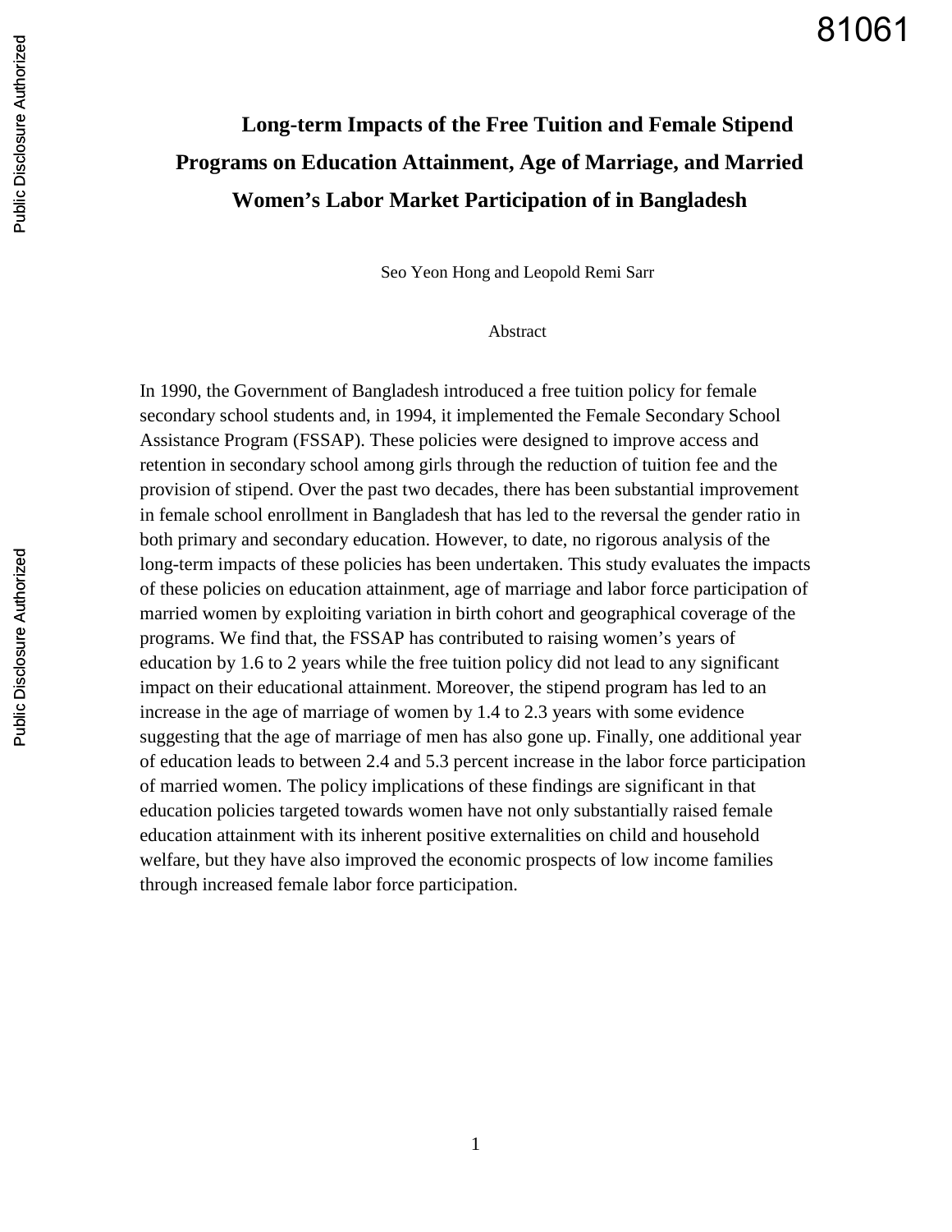# Long-term Impacts of the Free Tuition and Female Stipend Programs on Education Attainment, Age of Marriage, and Married Women's Labor Market Participation of in Bangladesh

Seo Yeon Hong and Leopold Remi Sarr

## Abstract

In 1990, the Government of Bangladesh introduced a free tuition policy for female secondary school students and, in 1994, it implemented the Female Secondary School Assistance Program (FSSAP). These policies were designed to improve access and retention in secondary school among girls through the reduction of tuition fee and the provision of stipend. Over the past two decades, there has been substantial improvement in female school enrollment in Bangladesh that has led to the reversal the gender ratio in both primary and secondary education. However, to date, no rigorous analysis of the long-term impacts of these policies has been undertaken. This study evaluates the impacts of these policies on education attainment, age of marriage and labor force participation of married women by exploiting variation in birth cohort and geographical coverage of the programs. We find that, the FSSAP has contributed to raising women's years of education by 1.6 to 2 years while the free tuition policy did not lead to any significant impact on their educational attainment. Moreover, the stipend program has led to an increase in the age of marriage of women by 1.4 to 2.3 years with some evidence suggesting that the age of marriage of men has also gone up. Finally, one additional year of education leads to between 2.4 and 5.3 percent increase in the labor force participation of married women. The policy implications of these findings are significant in that education policies targeted towards women have not only substantially raised female education attainment with its inherent positive externalities on child and household welfare, but they have also improved the economic prospects of low income families through increased female labor force participation.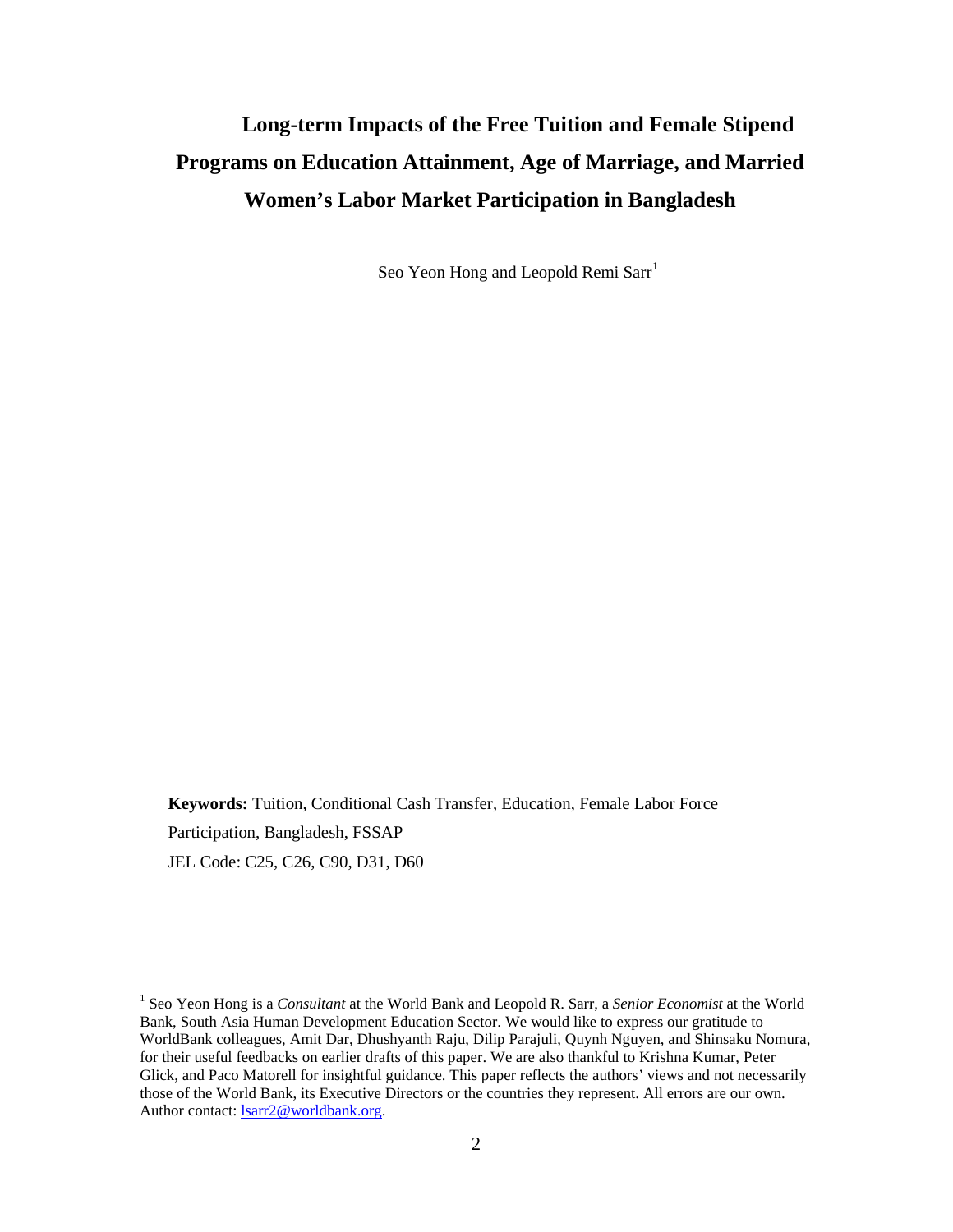# Long-term Impacts of the Free Tuition and Female Stipend Programs on Education Attainment, Age of Marriage, and Married Women's Labor Market Participation in Bangladesh

Seo Yeon Hong and Leopold Remi Sarr[1]

**Keywords:** Tuition, Conditional Cash Transfer, Education, Female Labor Force Participation, Bangladesh, FSSAP

JEL Code: C25, C26, C90, D31, D60

[1] Seo Yeon Hong is a *Consultant* at the World Bank and Leopold R. Sarr, a *Senior Economist* at the World Bank, South Asia Human Development Education Sector. We would like to express our gratitude to WorldBank colleagues, Amit Dar, Dhushyanth Raju, Dilip Parajuli, Quynh Nguyen, and Shinsaku Nomura, for their useful feedbacks on earlier drafts of this paper. We are also thankful to Krishna Kumar, Peter Glick, and Paco Matorell for insightful guidance. This paper reflects the authors' views and not necessarily those of the World Bank, its Executive Directors or the countries they represent. All errors are our own. Author contact: lsarr2@worldbank.org.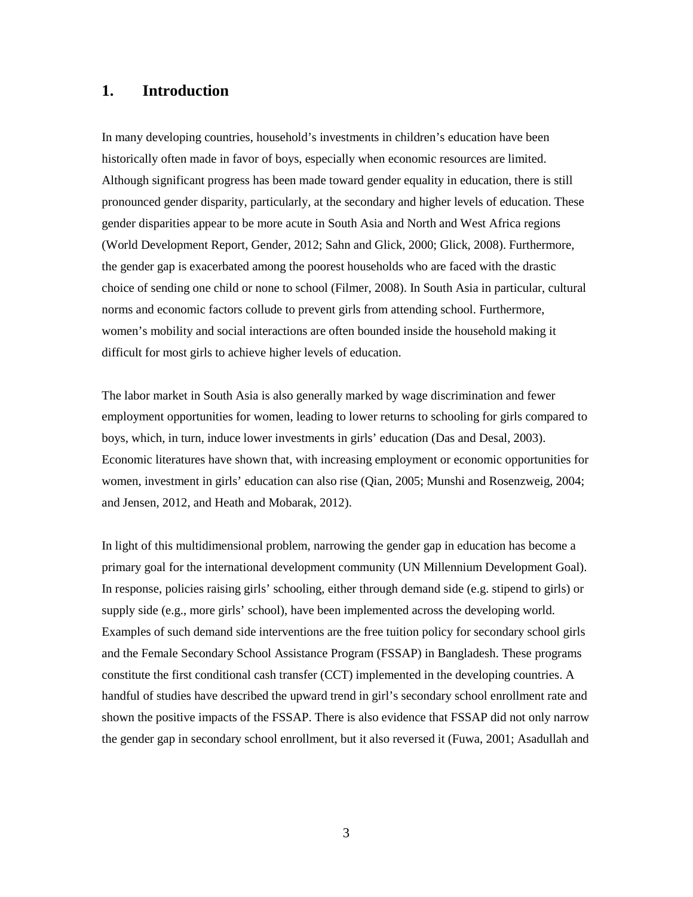## 1. Introduction

In many developing countries, household's investments in children's education have been historically often made in favor of boys, especially when economic resources are limited. Although significant progress has been made toward gender equality in education, there is still pronounced gender disparity, particularly, at the secondary and higher levels of education. These gender disparities appear to be more acute in South Asia and North and West Africa regions (World Development Report, Gender, 2012; Sahn and Glick, 2000; Glick, 2008). Furthermore, the gender gap is exacerbated among the poorest households who are faced with the drastic choice of sending one child or none to school (Filmer, 2008). In South Asia in particular, cultural norms and economic factors collude to prevent girls from attending school. Furthermore, women's mobility and social interactions are often bounded inside the household making it difficult for most girls to achieve higher levels of education.

The labor market in South Asia is also generally marked by wage discrimination and fewer employment opportunities for women, leading to lower returns to schooling for girls compared to boys, which, in turn, induce lower investments in girls' education (Das and Desal, 2003). Economic literatures have shown that, with increasing employment or economic opportunities for women, investment in girls' education can also rise (Qian, 2005; Munshi and Rosenzweig, 2004; and Jensen, 2012, and Heath and Mobarak, 2012).

In light of this multidimensional problem, narrowing the gender gap in education has become a primary goal for the international development community (UN Millennium Development Goal). In response, policies raising girls' schooling, either through demand side (e.g. stipend to girls) or supply side (e.g., more girls' school), have been implemented across the developing world. Examples of such demand side interventions are the free tuition policy for secondary school girls and the Female Secondary School Assistance Program (FSSAP) in Bangladesh. These programs constitute the first conditional cash transfer (CCT) implemented in the developing countries. A handful of studies have described the upward trend in girl's secondary school enrollment rate and shown the positive impacts of the FSSAP. There is also evidence that FSSAP did not only narrow the gender gap in secondary school enrollment, but it also reversed it (Fuwa, 2001; Asadullah and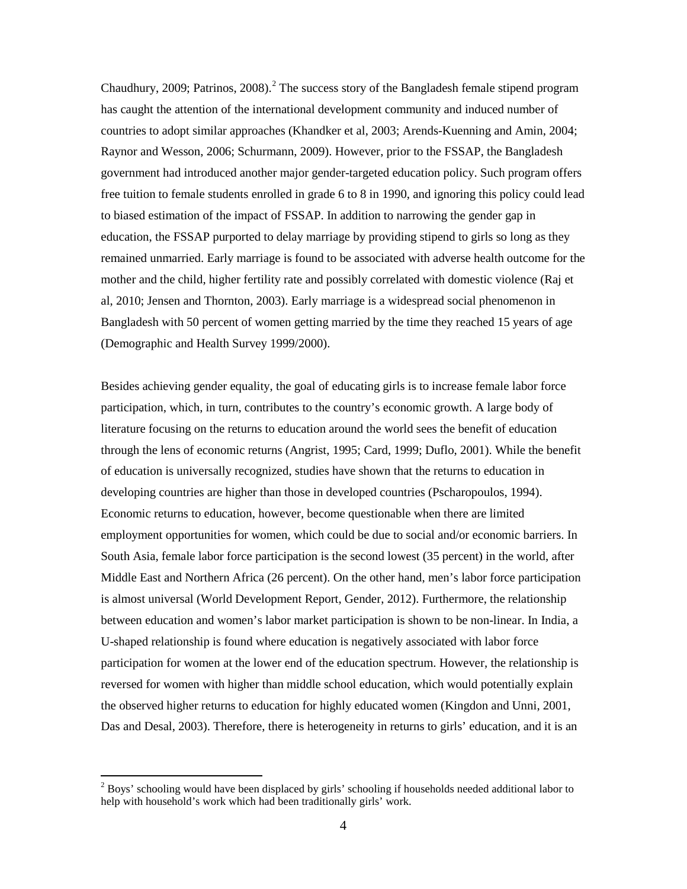Chaudhury, 2009; Patrinos, 2008).[2] The success story of the Bangladesh female stipend program has caught the attention of the international development community and induced number of countries to adopt similar approaches (Khandker et al, 2003; Arends-Kuenning and Amin, 2004; Raynor and Wesson, 2006; Schurmann, 2009). However, prior to the FSSAP, the Bangladesh government had introduced another major gender-targeted education policy. Such program offers free tuition to female students enrolled in grade 6 to 8 in 1990, and ignoring this policy could lead to biased estimation of the impact of FSSAP. In addition to narrowing the gender gap in education, the FSSAP purported to delay marriage by providing stipend to girls so long as they remained unmarried. Early marriage is found to be associated with adverse health outcome for the mother and the child, higher fertility rate and possibly correlated with domestic violence (Raj et al, 2010; Jensen and Thornton, 2003). Early marriage is a widespread social phenomenon in Bangladesh with 50 percent of women getting married by the time they reached 15 years of age (Demographic and Health Survey 1999/2000).

Besides achieving gender equality, the goal of educating girls is to increase female labor force participation, which, in turn, contributes to the country's economic growth. A large body of literature focusing on the returns to education around the world sees the benefit of education through the lens of economic returns (Angrist, 1995; Card, 1999; Duflo, 2001). While the benefit of education is universally recognized, studies have shown that the returns to education in developing countries are higher than those in developed countries (Pscharopoulos, 1994). Economic returns to education, however, become questionable when there are limited employment opportunities for women, which could be due to social and/or economic barriers. In South Asia, female labor force participation is the second lowest (35 percent) in the world, after Middle East and Northern Africa (26 percent). On the other hand, men's labor force participation is almost universal (World Development Report, Gender, 2012). Furthermore, the relationship between education and women's labor market participation is shown to be non-linear. In India, a U-shaped relationship is found where education is negatively associated with labor force participation for women at the lower end of the education spectrum. However, the relationship is reversed for women with higher than middle school education, which would potentially explain the observed higher returns to education for highly educated women (Kingdon and Unni, 2001, Das and Desal, 2003). Therefore, there is heterogeneity in returns to girls' education, and it is an

[2] Boys' schooling would have been displaced by girls' schooling if households needed additional labor to help with household's work which had been traditionally girls' work.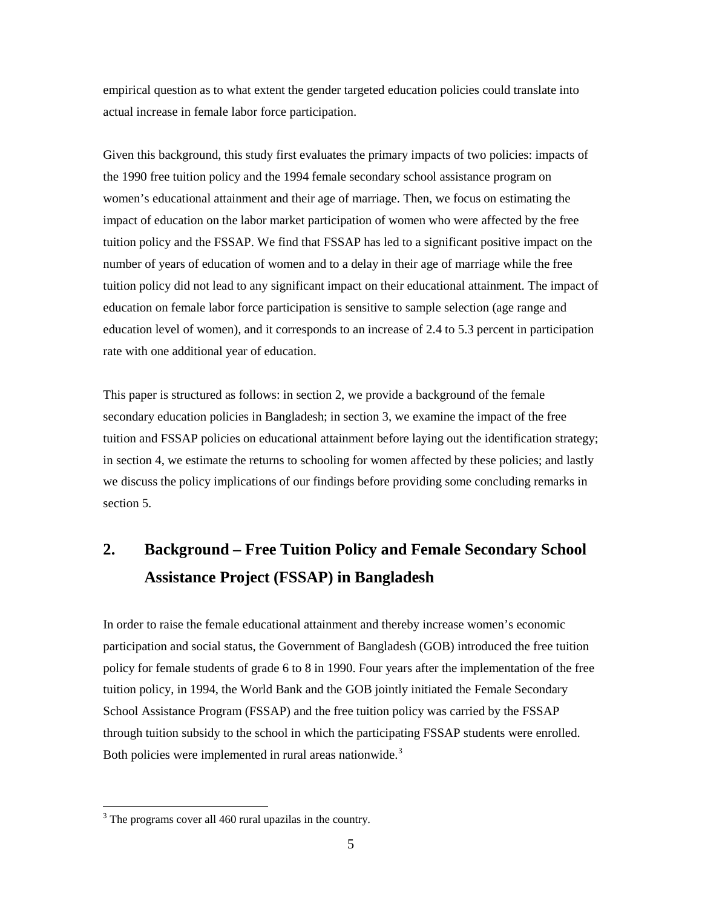empirical question as to what extent the gender targeted education policies could translate into actual increase in female labor force participation.

Given this background, this study first evaluates the primary impacts of two policies: impacts of the 1990 free tuition policy and the 1994 female secondary school assistance program on women's educational attainment and their age of marriage. Then, we focus on estimating the impact of education on the labor market participation of women who were affected by the free tuition policy and the FSSAP. We find that FSSAP has led to a significant positive impact on the number of years of education of women and to a delay in their age of marriage while the free tuition policy did not lead to any significant impact on their educational attainment. The impact of education on female labor force participation is sensitive to sample selection (age range and education level of women), and it corresponds to an increase of 2.4 to 5.3 percent in participation rate with one additional year of education.

This paper is structured as follows: in section 2, we provide a background of the female secondary education policies in Bangladesh; in section 3, we examine the impact of the free tuition and FSSAP policies on educational attainment before laying out the identification strategy; in section 4, we estimate the returns to schooling for women affected by these policies; and lastly we discuss the policy implications of our findings before providing some concluding remarks in section 5.

## 2. Background – Free Tuition Policy and Female Secondary School Assistance Project (FSSAP) in Bangladesh

In order to raise the female educational attainment and thereby increase women's economic participation and social status, the Government of Bangladesh (GOB) introduced the free tuition policy for female students of grade 6 to 8 in 1990. Four years after the implementation of the free tuition policy, in 1994, the World Bank and the GOB jointly initiated the Female Secondary School Assistance Program (FSSAP) and the free tuition policy was carried by the FSSAP through tuition subsidy to the school in which the participating FSSAP students were enrolled. Both policies were implemented in rural areas nationwide.[3]

[3] The programs cover all 460 rural upazilas in the country.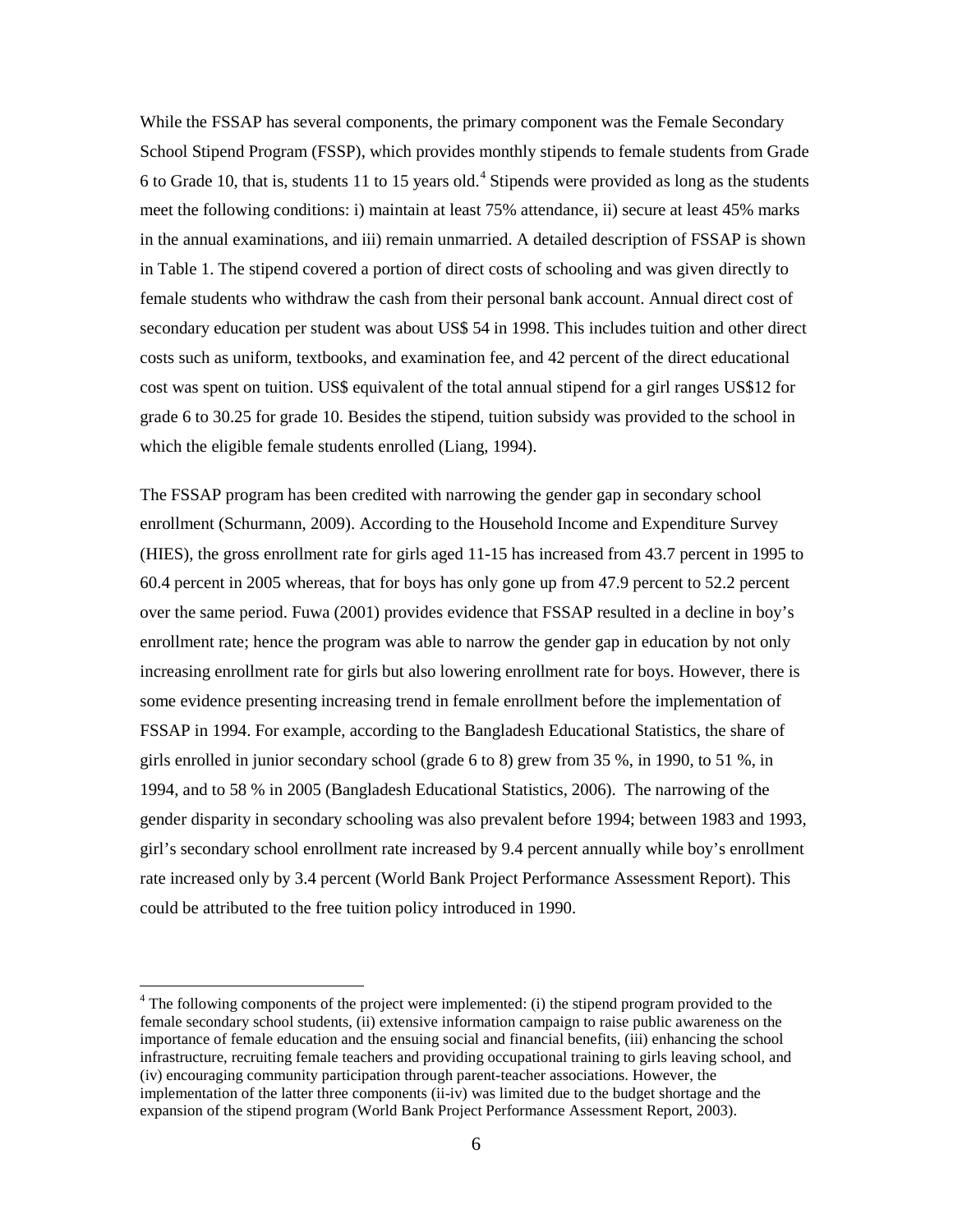While the FSSAP has several components, the primary component was the Female Secondary School Stipend Program (FSSP), which provides monthly stipends to female students from Grade 6 to Grade 10, that is, students 11 to 15 years old.[4] Stipends were provided as long as the students meet the following conditions: i) maintain at least 75% attendance, ii) secure at least 45% marks in the annual examinations, and iii) remain unmarried. A detailed description of FSSAP is shown in Table 1. The stipend covered a portion of direct costs of schooling and was given directly to female students who withdraw the cash from their personal bank account. Annual direct cost of secondary education per student was about US$ 54 in 1998. This includes tuition and other direct costs such as uniform, textbooks, and examination fee, and 42 percent of the direct educational cost was spent on tuition. US$ equivalent of the total annual stipend for a girl ranges US$12 for grade 6 to 30.25 for grade 10. Besides the stipend, tuition subsidy was provided to the school in which the eligible female students enrolled (Liang, 1994).

The FSSAP program has been credited with narrowing the gender gap in secondary school enrollment (Schurmann, 2009). According to the Household Income and Expenditure Survey (HIES), the gross enrollment rate for girls aged 11-15 has increased from 43.7 percent in 1995 to 60.4 percent in 2005 whereas, that for boys has only gone up from 47.9 percent to 52.2 percent over the same period. Fuwa (2001) provides evidence that FSSAP resulted in a decline in boy's enrollment rate; hence the program was able to narrow the gender gap in education by not only increasing enrollment rate for girls but also lowering enrollment rate for boys. However, there is some evidence presenting increasing trend in female enrollment before the implementation of FSSAP in 1994. For example, according to the Bangladesh Educational Statistics, the share of girls enrolled in junior secondary school (grade 6 to 8) grew from 35 %, in 1990, to 51 %, in 1994, and to 58 % in 2005 (Bangladesh Educational Statistics, 2006). The narrowing of the gender disparity in secondary schooling was also prevalent before 1994; between 1983 and 1993, girl's secondary school enrollment rate increased by 9.4 percent annually while boy's enrollment rate increased only by 3.4 percent (World Bank Project Performance Assessment Report). This could be attributed to the free tuition policy introduced in 1990.

[4] The following components of the project were implemented: (i) the stipend program provided to the female secondary school students, (ii) extensive information campaign to raise public awareness on the importance of female education and the ensuing social and financial benefits, (iii) enhancing the school infrastructure, recruiting female teachers and providing occupational training to girls leaving school, and (iv) encouraging community participation through parent-teacher associations. However, the implementation of the latter three components (ii-iv) was limited due to the budget shortage and the expansion of the stipend program (World Bank Project Performance Assessment Report, 2003).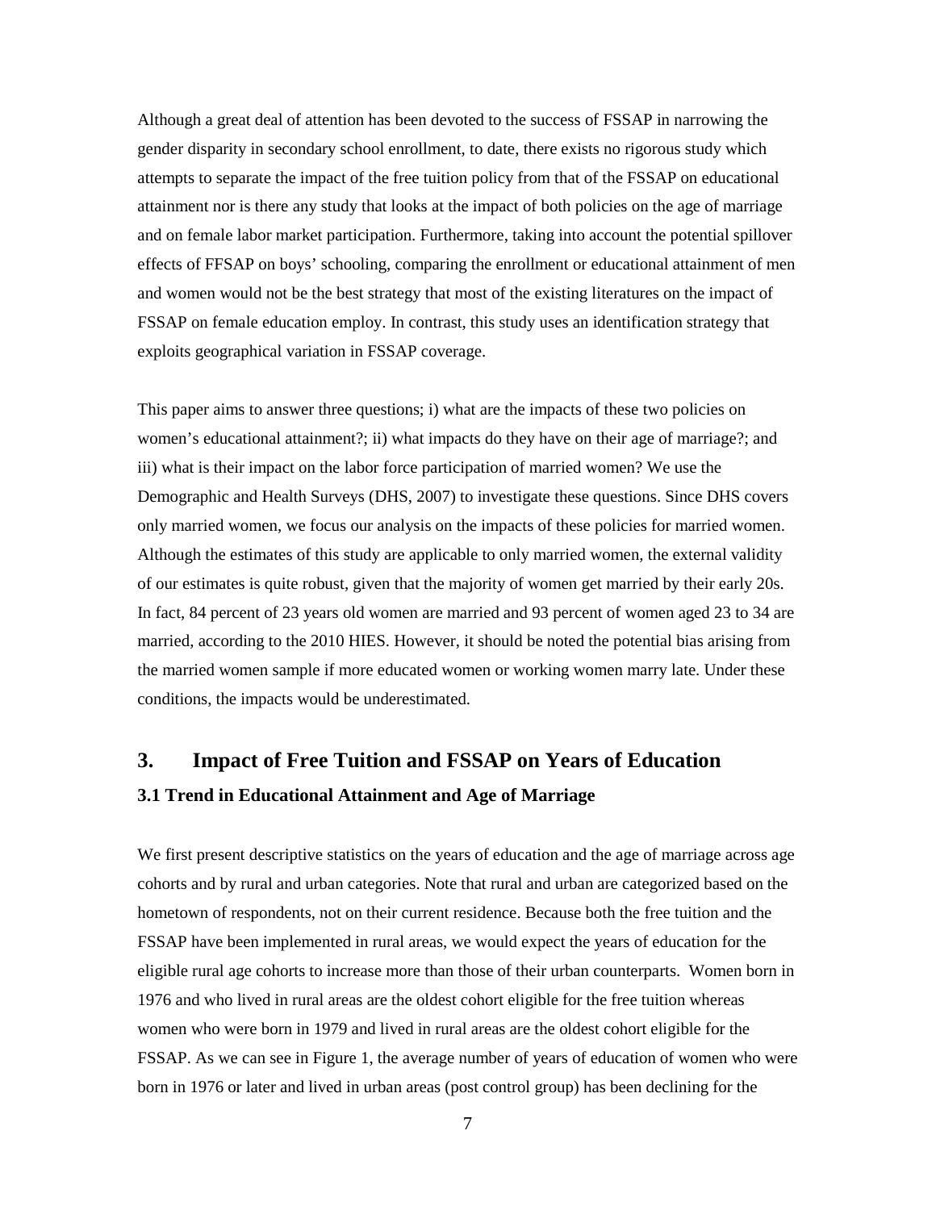Although a great deal of attention has been devoted to the success of FSSAP in narrowing the gender disparity in secondary school enrollment, to date, there exists no rigorous study which attempts to separate the impact of the free tuition policy from that of the FSSAP on educational attainment nor is there any study that looks at the impact of both policies on the age of marriage and on female labor market participation. Furthermore, taking into account the potential spillover effects of FFSAP on boys' schooling, comparing the enrollment or educational attainment of men and women would not be the best strategy that most of the existing literatures on the impact of FSSAP on female education employ. In contrast, this study uses an identification strategy that exploits geographical variation in FSSAP coverage.

This paper aims to answer three questions; i) what are the impacts of these two policies on women's educational attainment?; ii) what impacts do they have on their age of marriage?; and iii) what is their impact on the labor force participation of married women? We use the Demographic and Health Surveys (DHS, 2007) to investigate these questions. Since DHS covers only married women, we focus our analysis on the impacts of these policies for married women. Although the estimates of this study are applicable to only married women, the external validity of our estimates is quite robust, given that the majority of women get married by their early 20s. In fact, 84 percent of 23 years old women are married and 93 percent of women aged 23 to 34 are married, according to the 2010 HIES. However, it should be noted the potential bias arising from the married women sample if more educated women or working women marry late. Under these conditions, the impacts would be underestimated.

## 3. Impact of Free Tuition and FSSAP on Years of Education

### 3.1 Trend in Educational Attainment and Age of Marriage

We first present descriptive statistics on the years of education and the age of marriage across age cohorts and by rural and urban categories. Note that rural and urban are categorized based on the hometown of respondents, not on their current residence. Because both the free tuition and the FSSAP have been implemented in rural areas, we would expect the years of education for the eligible rural age cohorts to increase more than those of their urban counterparts. Women born in 1976 and who lived in rural areas are the oldest cohort eligible for the free tuition whereas women who were born in 1979 and lived in rural areas are the oldest cohort eligible for the FSSAP. As we can see in Figure 1, the average number of years of education of women who were born in 1976 or later and lived in urban areas (post control group) has been declining for the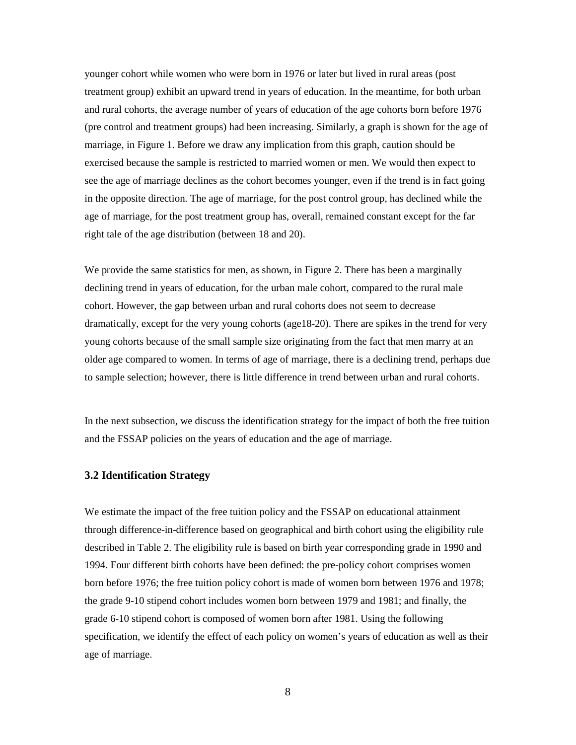younger cohort while women who were born in 1976 or later but lived in rural areas (post treatment group) exhibit an upward trend in years of education. In the meantime, for both urban and rural cohorts, the average number of years of education of the age cohorts born before 1976 (pre control and treatment groups) had been increasing. Similarly, a graph is shown for the age of marriage, in Figure 1. Before we draw any implication from this graph, caution should be exercised because the sample is restricted to married women or men. We would then expect to see the age of marriage declines as the cohort becomes younger, even if the trend is in fact going in the opposite direction. The age of marriage, for the post control group, has declined while the age of marriage, for the post treatment group has, overall, remained constant except for the far right tale of the age distribution (between 18 and 20).

We provide the same statistics for men, as shown, in Figure 2. There has been a marginally declining trend in years of education, for the urban male cohort, compared to the rural male cohort. However, the gap between urban and rural cohorts does not seem to decrease dramatically, except for the very young cohorts (age18-20). There are spikes in the trend for very young cohorts because of the small sample size originating from the fact that men marry at an older age compared to women. In terms of age of marriage, there is a declining trend, perhaps due to sample selection; however, there is little difference in trend between urban and rural cohorts.

In the next subsection, we discuss the identification strategy for the impact of both the free tuition and the FSSAP policies on the years of education and the age of marriage.

### 3.2 Identification Strategy

We estimate the impact of the free tuition policy and the FSSAP on educational attainment through difference-in-difference based on geographical and birth cohort using the eligibility rule described in Table 2. The eligibility rule is based on birth year corresponding grade in 1990 and 1994. Four different birth cohorts have been defined: the pre-policy cohort comprises women born before 1976; the free tuition policy cohort is made of women born between 1976 and 1978; the grade 9-10 stipend cohort includes women born between 1979 and 1981; and finally, the grade 6-10 stipend cohort is composed of women born after 1981. Using the following specification, we identify the effect of each policy on women's years of education as well as their age of marriage.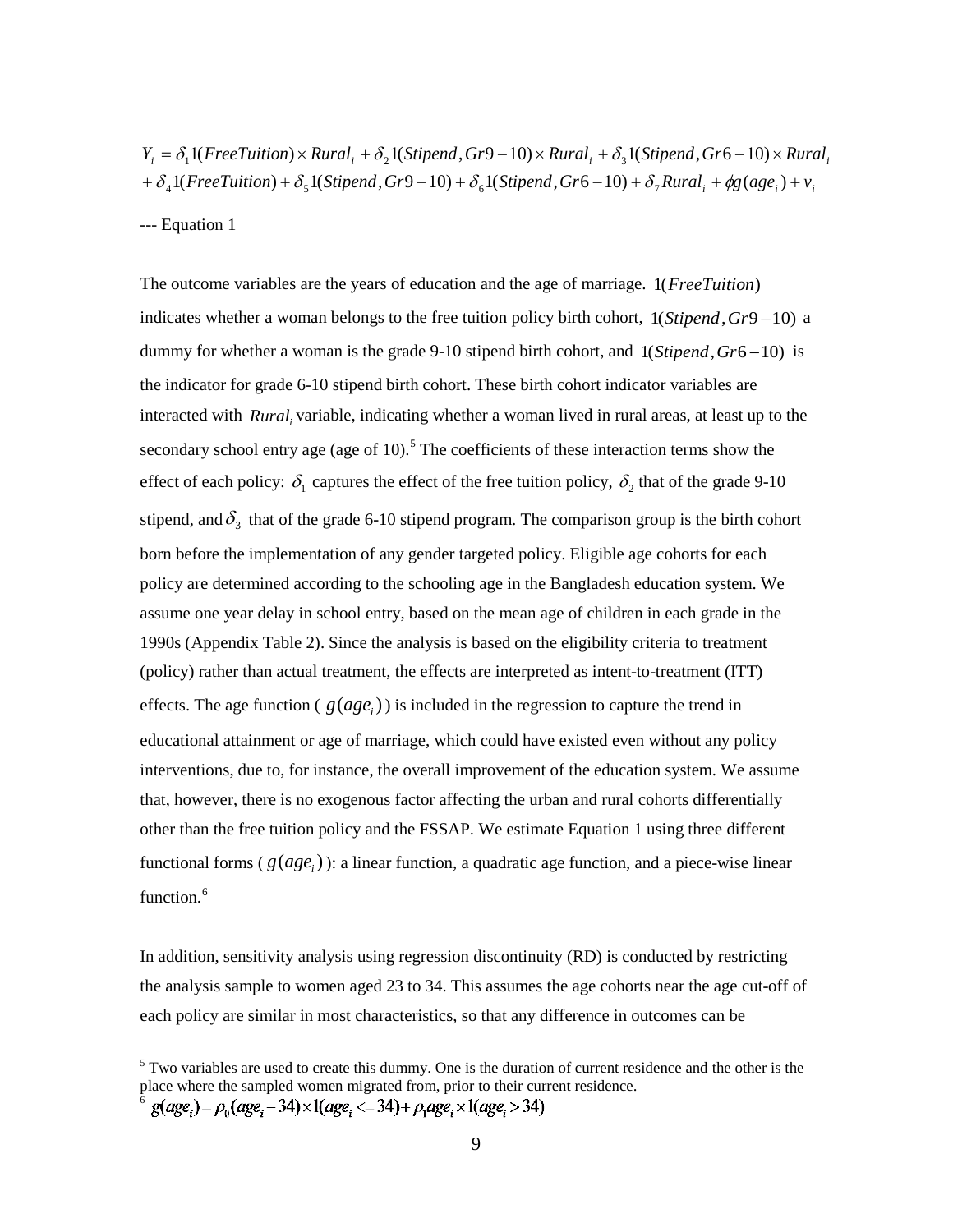$$Y_i = \delta_1 1(FreeTuition) \times Rural_i + \delta_2 1(Stipend, Gr9-10) \times Rural_i + \delta_3 1(Stipend, Gr6-10) \times Rural_i$$
$$+ \delta_4 1(FreeTuition) + \delta_5 1(Stipend, Gr9-10) + \delta_6 1(Stipend, Gr6-10) + \delta_7 Rural_i + \phi g(age_i) + v_i$$

--- Equation 1

The outcome variables are the years of education and the age of marriage. $1(FreeTuition)$ indicates whether a woman belongs to the free tuition policy birth cohort, $1(Stipend, Gr9-10)$ a dummy for whether a woman is the grade 9-10 stipend birth cohort, and $1(Stipend, Gr6-10)$ is the indicator for grade 6-10 stipend birth cohort. These birth cohort indicator variables are interacted with $Rural_i$ variable, indicating whether a woman lived in rural areas, at least up to the secondary school entry age (age of 10).[5] The coefficients of these interaction terms show the effect of each policy: $\delta_1$ captures the effect of the free tuition policy, $\delta_2$ that of the grade 9-10 stipend, and $\delta_3$ that of the grade 6-10 stipend program. The comparison group is the birth cohort born before the implementation of any gender targeted policy. Eligible age cohorts for each policy are determined according to the schooling age in the Bangladesh education system. We assume one year delay in school entry, based on the mean age of children in each grade in the 1990s (Appendix Table 2). Since the analysis is based on the eligibility criteria to treatment (policy) rather than actual treatment, the effects are interpreted as intent-to-treatment (ITT) effects. The age function ( $g(age_i)$ ) is included in the regression to capture the trend in educational attainment or age of marriage, which could have existed even without any policy interventions, due to, for instance, the overall improvement of the education system. We assume that, however, there is no exogenous factor affecting the urban and rural cohorts differentially other than the free tuition policy and the FSSAP. We estimate Equation 1 using three different functional forms ( $g(age_i)$ ): a linear function, a quadratic age function, and a piece-wise linear function.[6]

In addition, sensitivity analysis using regression discontinuity (RD) is conducted by restricting the analysis sample to women aged 23 to 34. This assumes the age cohorts near the age cut-off of each policy are similar in most characteristics, so that any difference in outcomes can be

[5] Two variables are used to create this dummy. One is the duration of current residence and the other is the place where the sampled women migrated from, prior to their current residence.

[6] $g(age_i) = \rho_0 (age_i - 34) \times 1(age_i <= 34) + \rho_1 age_i \times 1(age_i > 34)$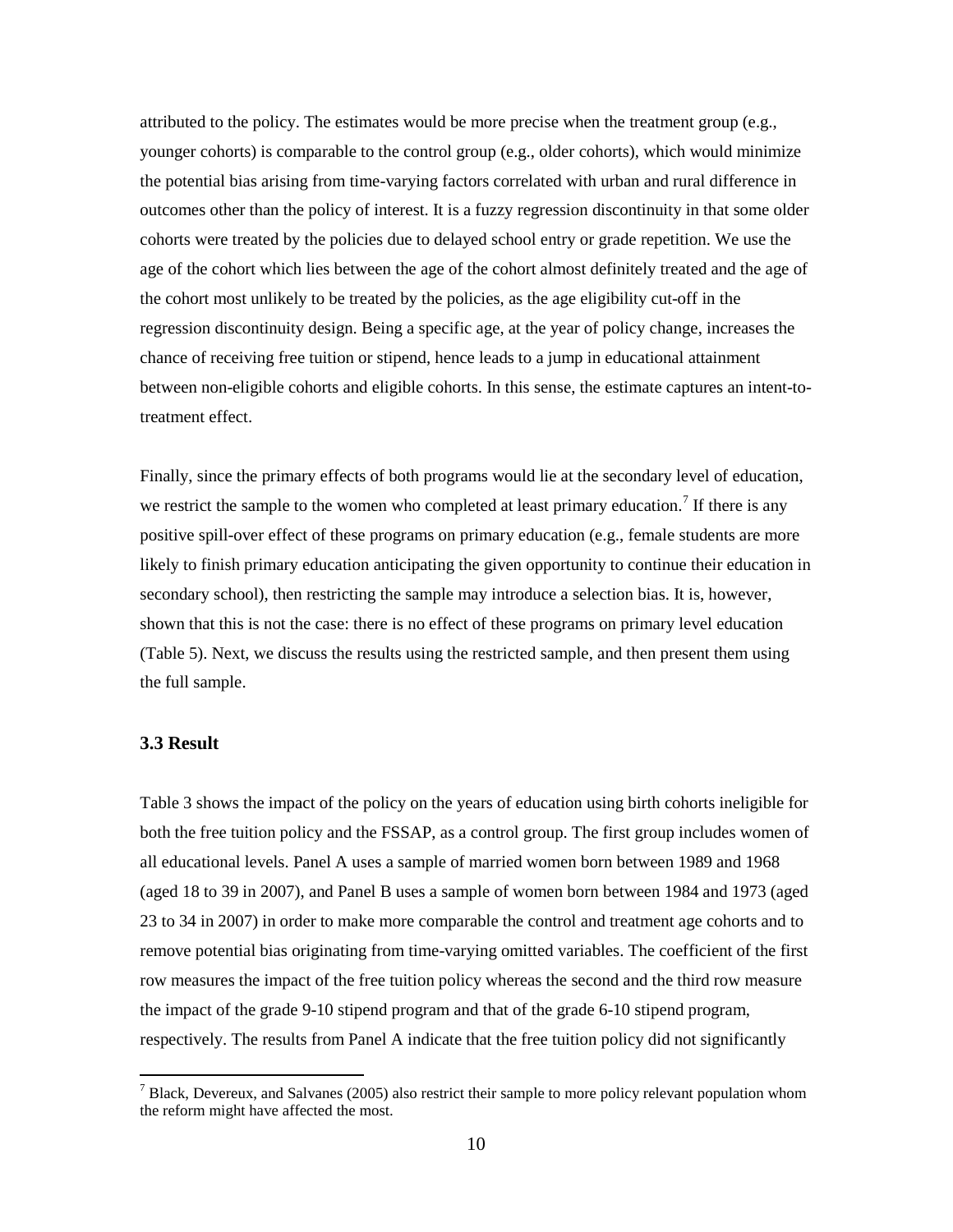attributed to the policy. The estimates would be more precise when the treatment group (e.g., younger cohorts) is comparable to the control group (e.g., older cohorts), which would minimize the potential bias arising from time-varying factors correlated with urban and rural difference in outcomes other than the policy of interest. It is a fuzzy regression discontinuity in that some older cohorts were treated by the policies due to delayed school entry or grade repetition. We use the age of the cohort which lies between the age of the cohort almost definitely treated and the age of the cohort most unlikely to be treated by the policies, as the age eligibility cut-off in the regression discontinuity design. Being a specific age, at the year of policy change, increases the chance of receiving free tuition or stipend, hence leads to a jump in educational attainment between non-eligible cohorts and eligible cohorts. In this sense, the estimate captures an intent-to-treatment effect.

Finally, since the primary effects of both programs would lie at the secondary level of education, we restrict the sample to the women who completed at least primary education.[7] If there is any positive spill-over effect of these programs on primary education (e.g., female students are more likely to finish primary education anticipating the given opportunity to continue their education in secondary school), then restricting the sample may introduce a selection bias. It is, however, shown that this is not the case: there is no effect of these programs on primary level education (Table 5). Next, we discuss the results using the restricted sample, and then present them using the full sample.

### 3.3 Result

Table 3 shows the impact of the policy on the years of education using birth cohorts ineligible for both the free tuition policy and the FSSAP, as a control group. The first group includes women of all educational levels. Panel A uses a sample of married women born between 1989 and 1968 (aged 18 to 39 in 2007), and Panel B uses a sample of women born between 1984 and 1973 (aged 23 to 34 in 2007) in order to make more comparable the control and treatment age cohorts and to remove potential bias originating from time-varying omitted variables. The coefficient of the first row measures the impact of the free tuition policy whereas the second and the third row measure the impact of the grade 9-10 stipend program and that of the grade 6-10 stipend program, respectively. The results from Panel A indicate that the free tuition policy did not significantly

[7] Black, Devereux, and Salvanes (2005) also restrict their sample to more policy relevant population whom the reform might have affected the most.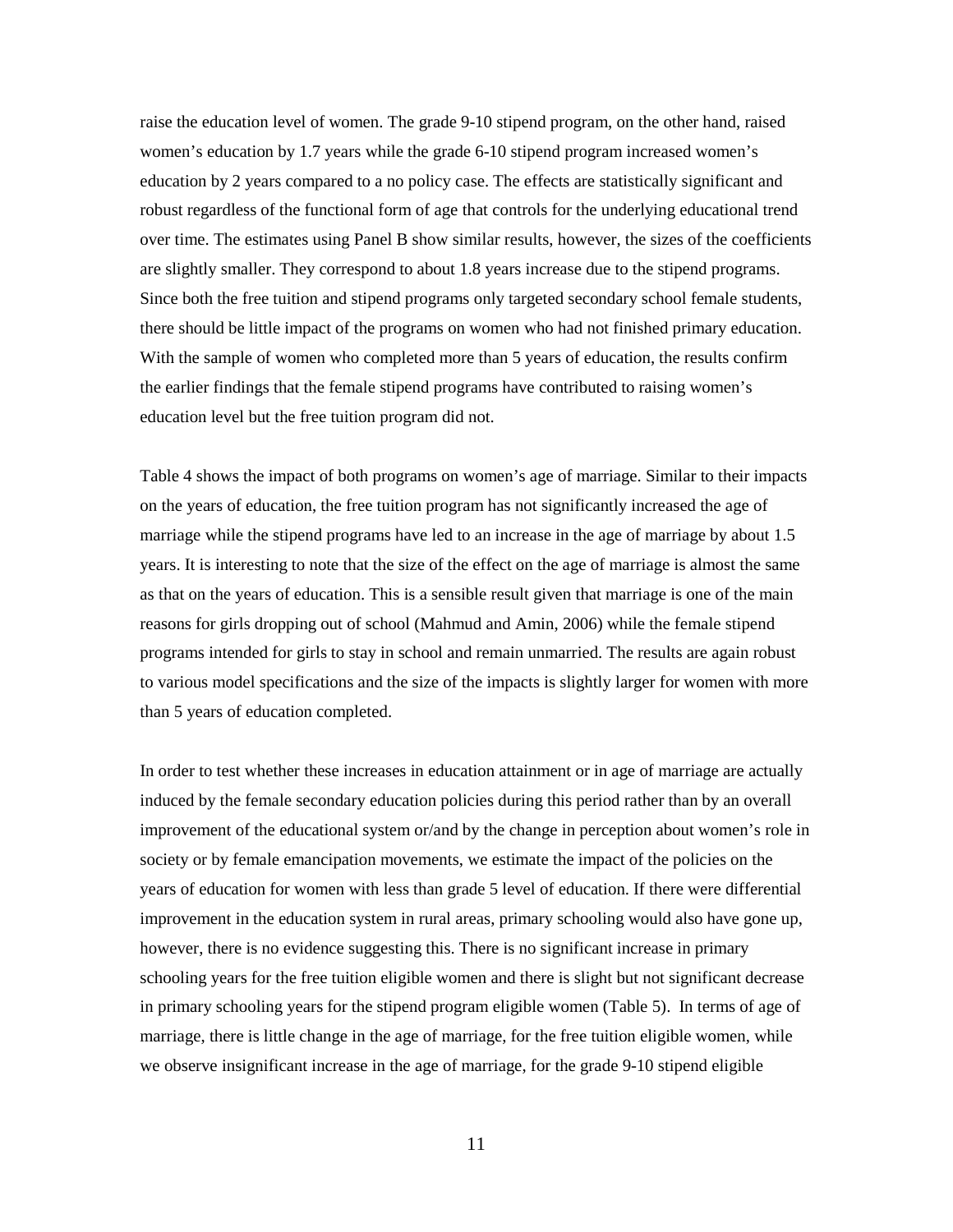raise the education level of women. The grade 9-10 stipend program, on the other hand, raised women's education by 1.7 years while the grade 6-10 stipend program increased women's education by 2 years compared to a no policy case. The effects are statistically significant and robust regardless of the functional form of age that controls for the underlying educational trend over time. The estimates using Panel B show similar results, however, the sizes of the coefficients are slightly smaller. They correspond to about 1.8 years increase due to the stipend programs. Since both the free tuition and stipend programs only targeted secondary school female students, there should be little impact of the programs on women who had not finished primary education. With the sample of women who completed more than 5 years of education, the results confirm the earlier findings that the female stipend programs have contributed to raising women's education level but the free tuition program did not.

Table 4 shows the impact of both programs on women's age of marriage. Similar to their impacts on the years of education, the free tuition program has not significantly increased the age of marriage while the stipend programs have led to an increase in the age of marriage by about 1.5 years. It is interesting to note that the size of the effect on the age of marriage is almost the same as that on the years of education. This is a sensible result given that marriage is one of the main reasons for girls dropping out of school (Mahmud and Amin, 2006) while the female stipend programs intended for girls to stay in school and remain unmarried. The results are again robust to various model specifications and the size of the impacts is slightly larger for women with more than 5 years of education completed.

In order to test whether these increases in education attainment or in age of marriage are actually induced by the female secondary education policies during this period rather than by an overall improvement of the educational system or/and by the change in perception about women's role in society or by female emancipation movements, we estimate the impact of the policies on the years of education for women with less than grade 5 level of education. If there were differential improvement in the education system in rural areas, primary schooling would also have gone up, however, there is no evidence suggesting this. There is no significant increase in primary schooling years for the free tuition eligible women and there is slight but not significant decrease in primary schooling years for the stipend program eligible women (Table 5). In terms of age of marriage, there is little change in the age of marriage, for the free tuition eligible women, while we observe insignificant increase in the age of marriage, for the grade 9-10 stipend eligible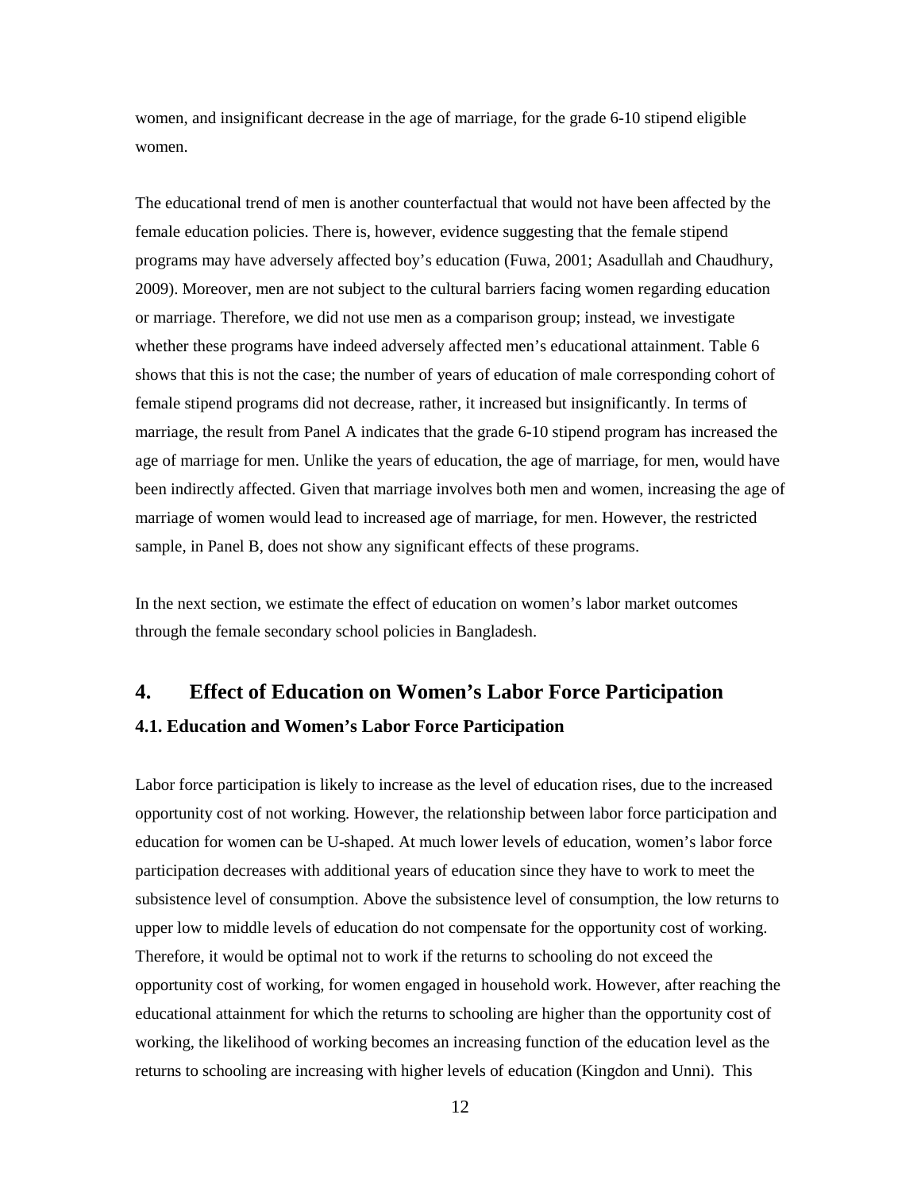women, and insignificant decrease in the age of marriage, for the grade 6-10 stipend eligible women.

The educational trend of men is another counterfactual that would not have been affected by the female education policies. There is, however, evidence suggesting that the female stipend programs may have adversely affected boy's education (Fuwa, 2001; Asadullah and Chaudhury, 2009). Moreover, men are not subject to the cultural barriers facing women regarding education or marriage. Therefore, we did not use men as a comparison group; instead, we investigate whether these programs have indeed adversely affected men's educational attainment. Table 6 shows that this is not the case; the number of years of education of male corresponding cohort of female stipend programs did not decrease, rather, it increased but insignificantly. In terms of marriage, the result from Panel A indicates that the grade 6-10 stipend program has increased the age of marriage for men. Unlike the years of education, the age of marriage, for men, would have been indirectly affected. Given that marriage involves both men and women, increasing the age of marriage of women would lead to increased age of marriage, for men. However, the restricted sample, in Panel B, does not show any significant effects of these programs.

In the next section, we estimate the effect of education on women's labor market outcomes through the female secondary school policies in Bangladesh.

# 4. Effect of Education on Women's Labor Force Participation

## 4.1. Education and Women's Labor Force Participation

Labor force participation is likely to increase as the level of education rises, due to the increased opportunity cost of not working. However, the relationship between labor force participation and education for women can be U-shaped. At much lower levels of education, women's labor force participation decreases with additional years of education since they have to work to meet the subsistence level of consumption. Above the subsistence level of consumption, the low returns to upper low to middle levels of education do not compensate for the opportunity cost of working. Therefore, it would be optimal not to work if the returns to schooling do not exceed the opportunity cost of working, for women engaged in household work. However, after reaching the educational attainment for which the returns to schooling are higher than the opportunity cost of working, the likelihood of working becomes an increasing function of the education level as the returns to schooling are increasing with higher levels of education (Kingdon and Unni). This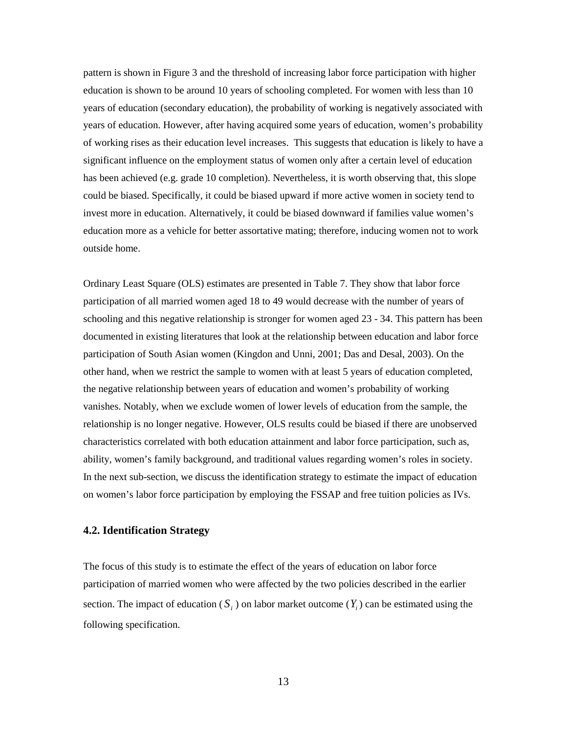pattern is shown in Figure 3 and the threshold of increasing labor force participation with higher education is shown to be around 10 years of schooling completed. For women with less than 10 years of education (secondary education), the probability of working is negatively associated with years of education. However, after having acquired some years of education, women's probability of working rises as their education level increases. This suggests that education is likely to have a significant influence on the employment status of women only after a certain level of education has been achieved (e.g. grade 10 completion). Nevertheless, it is worth observing that, this slope could be biased. Specifically, it could be biased upward if more active women in society tend to invest more in education. Alternatively, it could be biased downward if families value women's education more as a vehicle for better assortative mating; therefore, inducing women not to work outside home.

Ordinary Least Square (OLS) estimates are presented in Table 7. They show that labor force participation of all married women aged 18 to 49 would decrease with the number of years of schooling and this negative relationship is stronger for women aged 23 - 34. This pattern has been documented in existing literatures that look at the relationship between education and labor force participation of South Asian women (Kingdon and Unni, 2001; Das and Desal, 2003). On the other hand, when we restrict the sample to women with at least 5 years of education completed, the negative relationship between years of education and women's probability of working vanishes. Notably, when we exclude women of lower levels of education from the sample, the relationship is no longer negative. However, OLS results could be biased if there are unobserved characteristics correlated with both education attainment and labor force participation, such as, ability, women's family background, and traditional values regarding women's roles in society. In the next sub-section, we discuss the identification strategy to estimate the impact of education on women's labor force participation by employing the FSSAP and free tuition policies as IVs.

### 4.2. Identification Strategy

The focus of this study is to estimate the effect of the years of education on labor force participation of married women who were affected by the two policies described in the earlier section. The impact of education ($S_i$) on labor market outcome ($Y_i$) can be estimated using the following specification.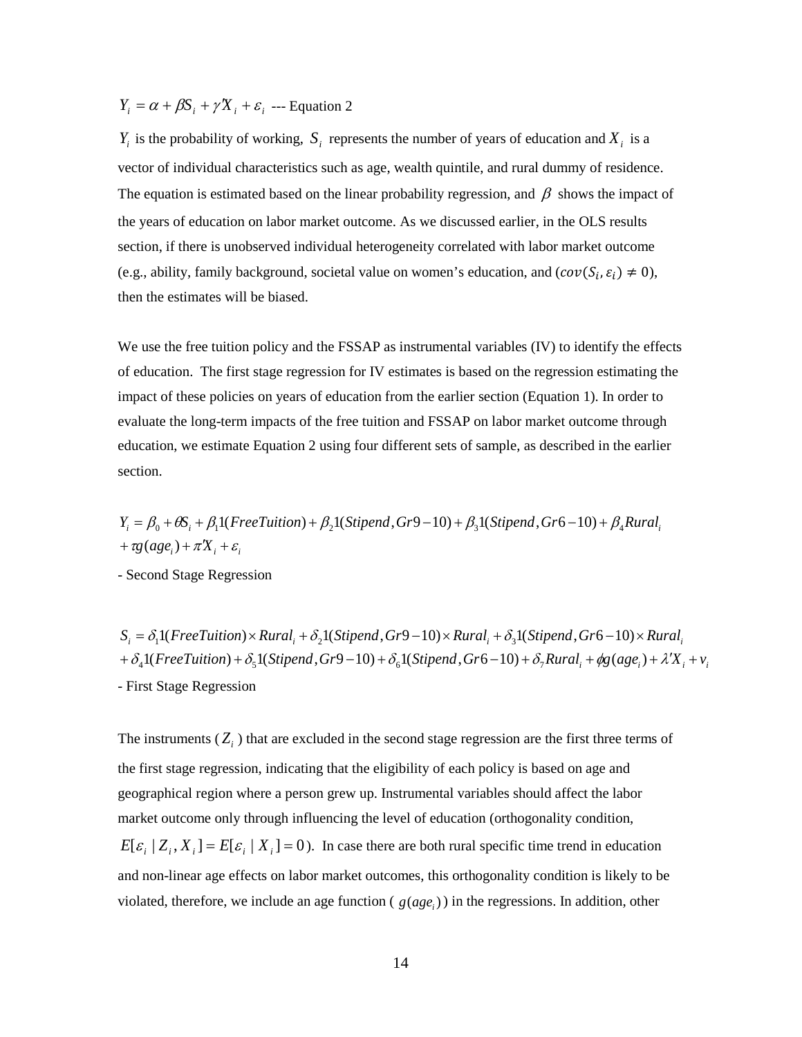$$Y_i = \alpha + \beta S_i + \gamma' X_i + \varepsilon_i \text{ --- Equation 2}$$

$Y_i$ is the probability of working, $S_i$ represents the number of years of education and $X_i$ is a vector of individual characteristics such as age, wealth quintile, and rural dummy of residence. The equation is estimated based on the linear probability regression, and $\beta$ shows the impact of the years of education on labor market outcome. As we discussed earlier, in the OLS results section, if there is unobserved individual heterogeneity correlated with labor market outcome (e.g., ability, family background, societal value on women's education, and ($cov(S_i, \varepsilon_i) \neq 0$), then the estimates will be biased.

We use the free tuition policy and the FSSAP as instrumental variables (IV) to identify the effects of education. The first stage regression for IV estimates is based on the regression estimating the impact of these policies on years of education from the earlier section (Equation 1). In order to evaluate the long-term impacts of the free tuition and FSSAP on labor market outcome through education, we estimate Equation 2 using four different sets of sample, as described in the earlier section.

$$Y_i = \beta_0 + \theta S_i + \beta_1 1(FreeTuition) + \beta_2 1(Stipend, Gr9-10) + \beta_3 1(Stipend, Gr6-10) + \beta_4 Rural_i + \tau g(age_i) + \pi' X_i + \varepsilon_i$$

- Second Stage Regression

$$S_i = \delta_1 1(FreeTuition) \times Rural_i + \delta_2 1(Stipend, Gr9-10) \times Rural_i + \delta_3 1(Stipend, Gr6-10) \times Rural_i + \delta_4 1(FreeTuition) + \delta_5 1(Stipend, Gr9-10) + \delta_6 1(Stipend, Gr6-10) + \delta_7 Rural_i + \phi g(age_i) + \lambda' X_i + v_i$$

- First Stage Regression

The instruments ($Z_i$) that are excluded in the second stage regression are the first three terms of the first stage regression, indicating that the eligibility of each policy is based on age and geographical region where a person grew up. Instrumental variables should affect the labor market outcome only through influencing the level of education (orthogonality condition, $E[\varepsilon_i \mid Z_i, X_i] = E[\varepsilon_i \mid X_i] = 0$). In case there are both rural specific time trend in education and non-linear age effects on labor market outcomes, this orthogonality condition is likely to be violated, therefore, we include an age function ( $g(age_i)$ ) in the regressions. In addition, other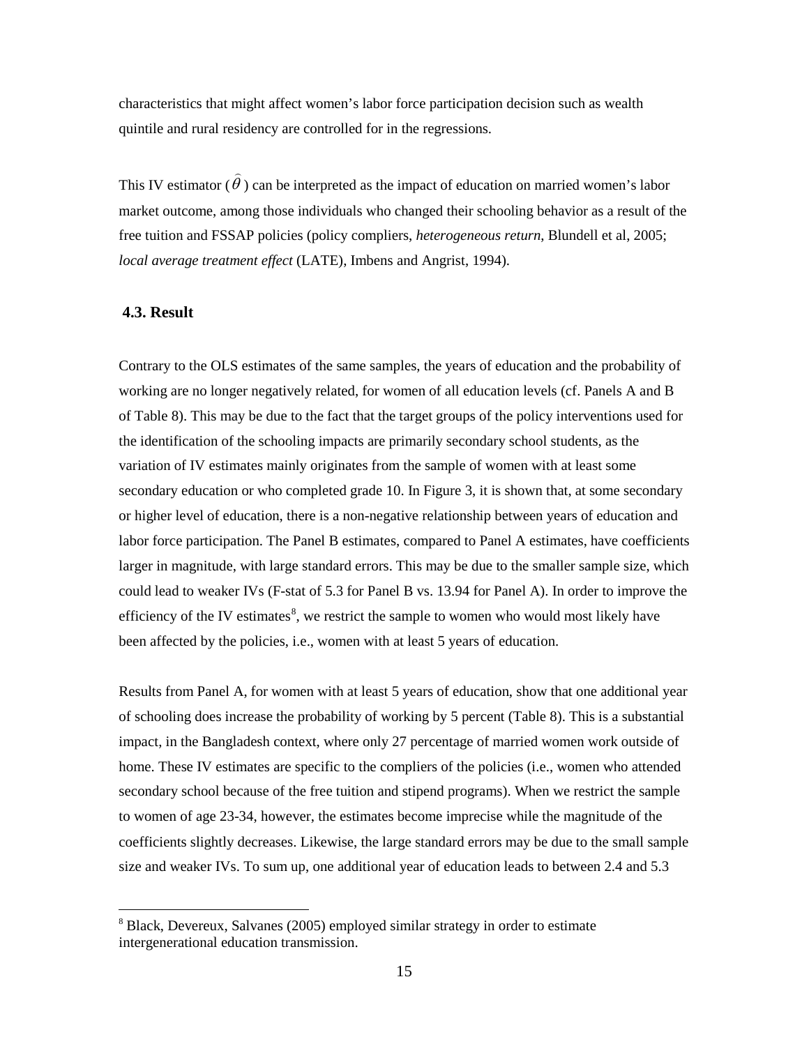characteristics that might affect women's labor force participation decision such as wealth quintile and rural residency are controlled for in the regressions.

This IV estimator ($\widehat{\theta}$) can be interpreted as the impact of education on married women's labor market outcome, among those individuals who changed their schooling behavior as a result of the free tuition and FSSAP policies (policy compliers, *heterogeneous return*, Blundell et al, 2005; *local average treatment effect* (LATE), Imbens and Angrist, 1994).

### 4.3. Result

Contrary to the OLS estimates of the same samples, the years of education and the probability of working are no longer negatively related, for women of all education levels (cf. Panels A and B of Table 8). This may be due to the fact that the target groups of the policy interventions used for the identification of the schooling impacts are primarily secondary school students, as the variation of IV estimates mainly originates from the sample of women with at least some secondary education or who completed grade 10. In Figure 3, it is shown that, at some secondary or higher level of education, there is a non-negative relationship between years of education and labor force participation. The Panel B estimates, compared to Panel A estimates, have coefficients larger in magnitude, with large standard errors. This may be due to the smaller sample size, which could lead to weaker IVs (F-stat of 5.3 for Panel B vs. 13.94 for Panel A). In order to improve the efficiency of the IV estimates[8], we restrict the sample to women who would most likely have been affected by the policies, i.e., women with at least 5 years of education.

Results from Panel A, for women with at least 5 years of education, show that one additional year of schooling does increase the probability of working by 5 percent (Table 8). This is a substantial impact, in the Bangladesh context, where only 27 percentage of married women work outside of home. These IV estimates are specific to the compliers of the policies (i.e., women who attended secondary school because of the free tuition and stipend programs). When we restrict the sample to women of age 23-34, however, the estimates become imprecise while the magnitude of the coefficients slightly decreases. Likewise, the large standard errors may be due to the small sample size and weaker IVs. To sum up, one additional year of education leads to between 2.4 and 5.3

---

[8] Black, Devereux, Salvanes (2005) employed similar strategy in order to estimate intergenerational education transmission.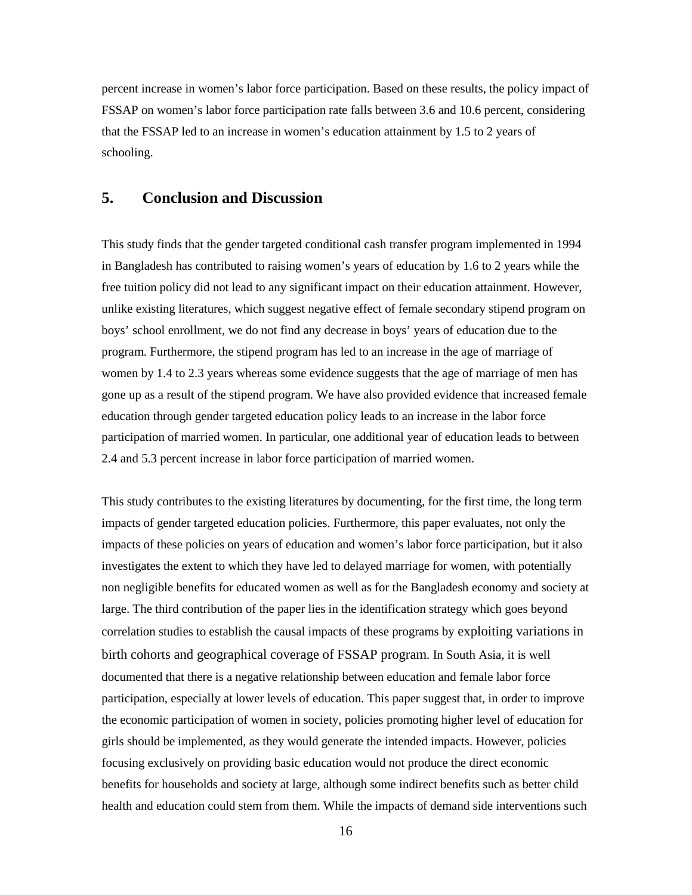percent increase in women's labor force participation. Based on these results, the policy impact of FSSAP on women's labor force participation rate falls between 3.6 and 10.6 percent, considering that the FSSAP led to an increase in women's education attainment by 1.5 to 2 years of schooling.

## 5. Conclusion and Discussion

This study finds that the gender targeted conditional cash transfer program implemented in 1994 in Bangladesh has contributed to raising women's years of education by 1.6 to 2 years while the free tuition policy did not lead to any significant impact on their education attainment. However, unlike existing literatures, which suggest negative effect of female secondary stipend program on boys' school enrollment, we do not find any decrease in boys' years of education due to the program. Furthermore, the stipend program has led to an increase in the age of marriage of women by 1.4 to 2.3 years whereas some evidence suggests that the age of marriage of men has gone up as a result of the stipend program. We have also provided evidence that increased female education through gender targeted education policy leads to an increase in the labor force participation of married women. In particular, one additional year of education leads to between 2.4 and 5.3 percent increase in labor force participation of married women.

This study contributes to the existing literatures by documenting, for the first time, the long term impacts of gender targeted education policies. Furthermore, this paper evaluates, not only the impacts of these policies on years of education and women's labor force participation, but it also investigates the extent to which they have led to delayed marriage for women, with potentially non negligible benefits for educated women as well as for the Bangladesh economy and society at large. The third contribution of the paper lies in the identification strategy which goes beyond correlation studies to establish the causal impacts of these programs by exploiting variations in birth cohorts and geographical coverage of FSSAP program. In South Asia, it is well documented that there is a negative relationship between education and female labor force participation, especially at lower levels of education. This paper suggest that, in order to improve the economic participation of women in society, policies promoting higher level of education for girls should be implemented, as they would generate the intended impacts. However, policies focusing exclusively on providing basic education would not produce the direct economic benefits for households and society at large, although some indirect benefits such as better child health and education could stem from them. While the impacts of demand side interventions such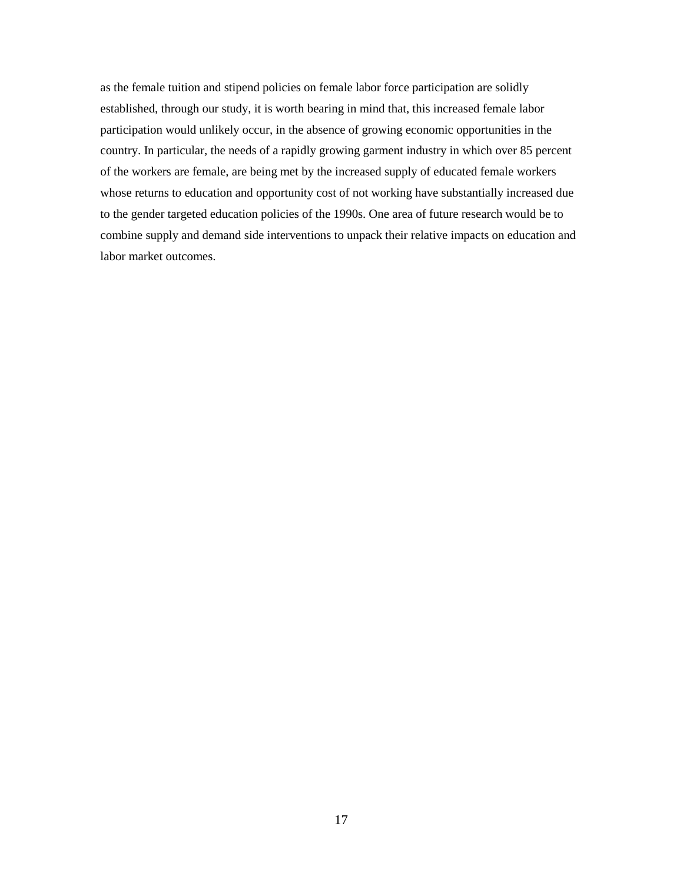as the female tuition and stipend policies on female labor force participation are solidly established, through our study, it is worth bearing in mind that, this increased female labor participation would unlikely occur, in the absence of growing economic opportunities in the country. In particular, the needs of a rapidly growing garment industry in which over 85 percent of the workers are female, are being met by the increased supply of educated female workers whose returns to education and opportunity cost of not working have substantially increased due to the gender targeted education policies of the 1990s. One area of future research would be to combine supply and demand side interventions to unpack their relative impacts on education and labor market outcomes.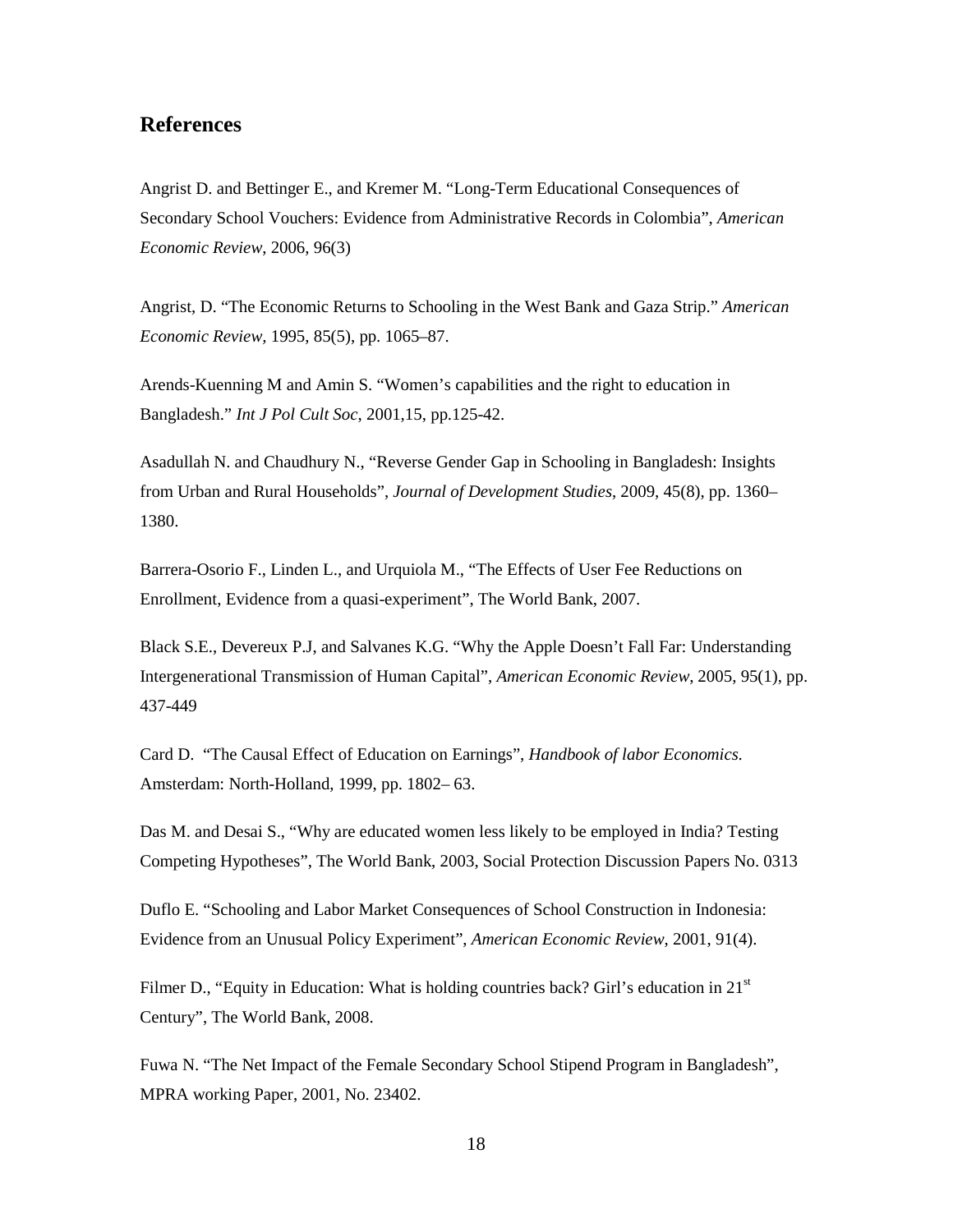## References

Angrist D. and Bettinger E., and Kremer M. "Long-Term Educational Consequences of Secondary School Vouchers: Evidence from Administrative Records in Colombia", *American Economic Review*, 2006, 96(3)

Angrist, D. "The Economic Returns to Schooling in the West Bank and Gaza Strip." *American Economic Review*, 1995, 85(5), pp. 1065–87.

Arends-Kuenning M and Amin S. "Women's capabilities and the right to education in Bangladesh." *Int J Pol Cult Soc*, 2001,15, pp.125-42.

Asadullah N. and Chaudhury N., "Reverse Gender Gap in Schooling in Bangladesh: Insights from Urban and Rural Households", *Journal of Development Studies*, 2009, 45(8), pp. 1360–1380.

Barrera-Osorio F., Linden L., and Urquiola M., "The Effects of User Fee Reductions on Enrollment, Evidence from a quasi-experiment", The World Bank, 2007.

Black S.E., Devereux P.J, and Salvanes K.G. "Why the Apple Doesn't Fall Far: Understanding Intergenerational Transmission of Human Capital", *American Economic Review*, 2005, 95(1), pp. 437-449

Card D. "The Causal Effect of Education on Earnings", *Handbook of labor Economics.* Amsterdam: North-Holland, 1999, pp. 1802– 63.

Das M. and Desai S., "Why are educated women less likely to be employed in India? Testing Competing Hypotheses", The World Bank, 2003, Social Protection Discussion Papers No. 0313

Duflo E. "Schooling and Labor Market Consequences of School Construction in Indonesia: Evidence from an Unusual Policy Experiment", *American Economic Review*, 2001, 91(4).

Filmer D., "Equity in Education: What is holding countries back? Girl's education in 21st Century", The World Bank, 2008.

Fuwa N. "The Net Impact of the Female Secondary School Stipend Program in Bangladesh", MPRA working Paper, 2001, No. 23402.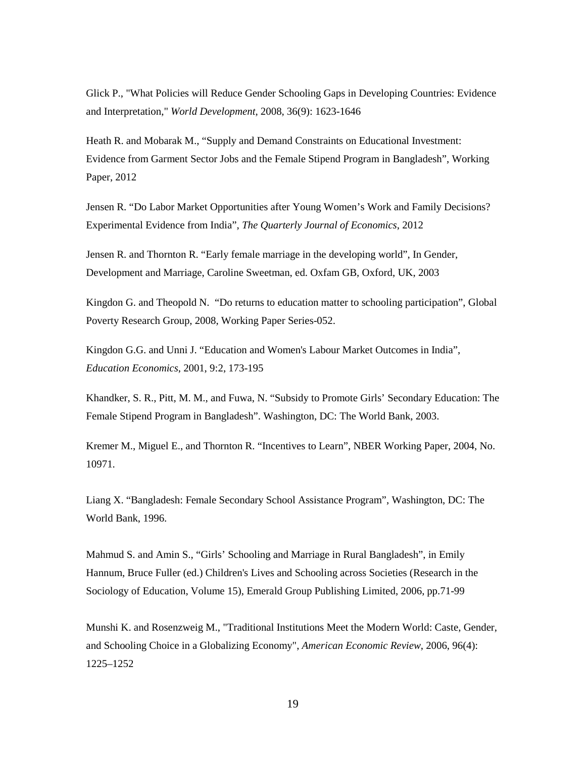Glick P., "What Policies will Reduce Gender Schooling Gaps in Developing Countries: Evidence and Interpretation," *World Development*, 2008, 36(9): 1623-1646

Heath R. and Mobarak M., "Supply and Demand Constraints on Educational Investment: Evidence from Garment Sector Jobs and the Female Stipend Program in Bangladesh", Working Paper, 2012

Jensen R. "Do Labor Market Opportunities after Young Women's Work and Family Decisions? Experimental Evidence from India", *The Quarterly Journal of Economics*, 2012

Jensen R. and Thornton R. "Early female marriage in the developing world", In Gender, Development and Marriage, Caroline Sweetman, ed. Oxfam GB, Oxford, UK, 2003

Kingdon G. and Theopold N. "Do returns to education matter to schooling participation", Global Poverty Research Group, 2008, Working Paper Series-052.

Kingdon G.G. and Unni J. "Education and Women's Labour Market Outcomes in India", *Education Economics*, 2001, 9:2, 173-195

Khandker, S. R., Pitt, M. M., and Fuwa, N. "Subsidy to Promote Girls' Secondary Education: The Female Stipend Program in Bangladesh". Washington, DC: The World Bank, 2003.

Kremer M., Miguel E., and Thornton R. "Incentives to Learn", NBER Working Paper, 2004, No. 10971.

Liang X. "Bangladesh: Female Secondary School Assistance Program", Washington, DC: The World Bank, 1996.

Mahmud S. and Amin S., "Girls' Schooling and Marriage in Rural Bangladesh", in Emily Hannum, Bruce Fuller (ed.) Children's Lives and Schooling across Societies (Research in the Sociology of Education, Volume 15), Emerald Group Publishing Limited, 2006, pp.71-99

Munshi K. and Rosenzweig M., "Traditional Institutions Meet the Modern World: Caste, Gender, and Schooling Choice in a Globalizing Economy", *American Economic Review*, 2006, 96(4): 1225–1252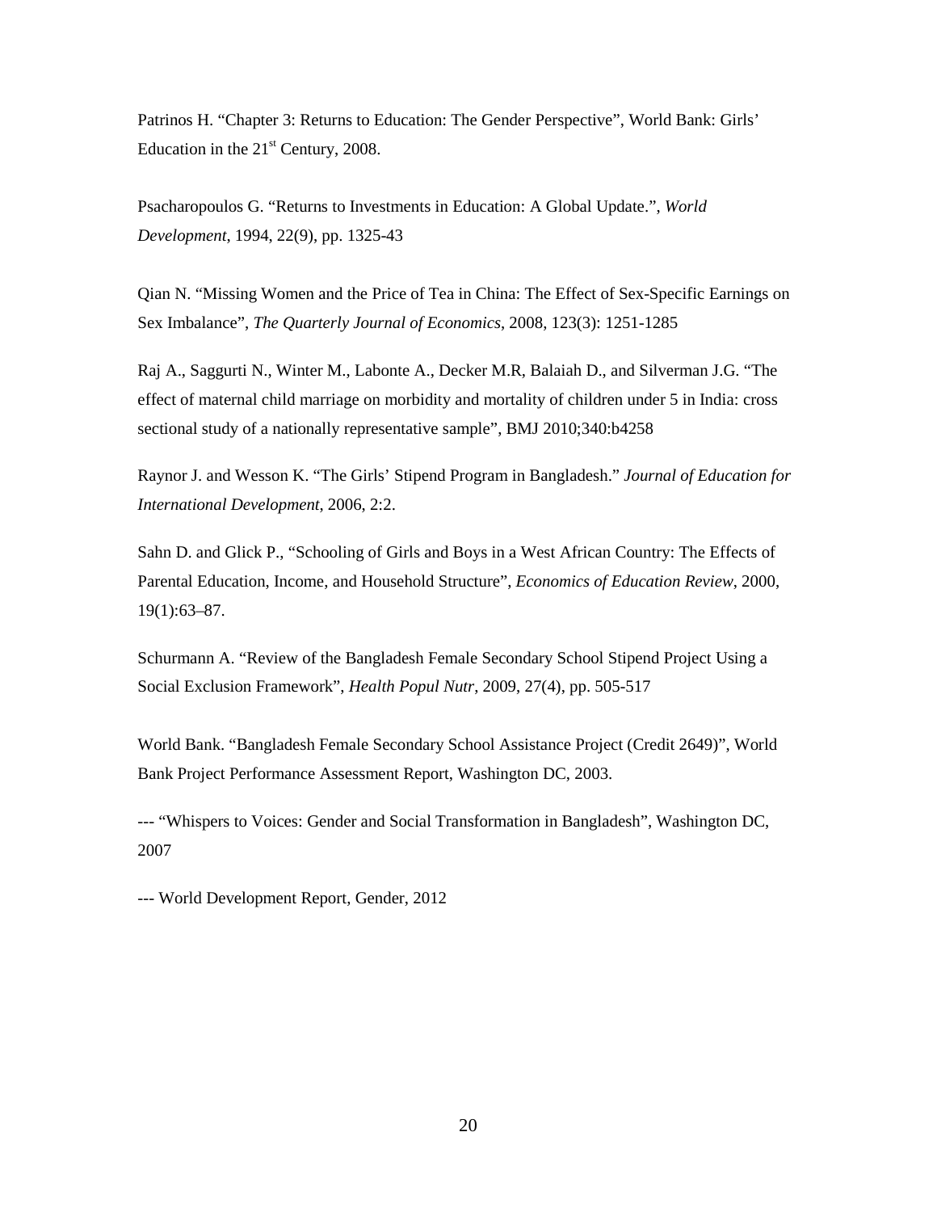Patrinos H. "Chapter 3: Returns to Education: The Gender Perspective", World Bank: Girls' Education in the 21st Century, 2008.

Psacharopoulos G. "Returns to Investments in Education: A Global Update.", *World Development*, 1994, 22(9), pp. 1325-43

Qian N. "Missing Women and the Price of Tea in China: The Effect of Sex-Specific Earnings on Sex Imbalance", *The Quarterly Journal of Economics*, 2008, 123(3): 1251-1285

Raj A., Saggurti N., Winter M., Labonte A., Decker M.R, Balaiah D., and Silverman J.G. "The effect of maternal child marriage on morbidity and mortality of children under 5 in India: cross sectional study of a nationally representative sample", BMJ 2010;340:b4258

Raynor J. and Wesson K. "The Girls' Stipend Program in Bangladesh." *Journal of Education for International Development*, 2006, 2:2.

Sahn D. and Glick P., "Schooling of Girls and Boys in a West African Country: The Effects of Parental Education, Income, and Household Structure", *Economics of Education Review*, 2000, 19(1):63–87.

Schurmann A. "Review of the Bangladesh Female Secondary School Stipend Project Using a Social Exclusion Framework", *Health Popul Nutr*, 2009, 27(4), pp. 505-517

World Bank. "Bangladesh Female Secondary School Assistance Project (Credit 2649)", World Bank Project Performance Assessment Report, Washington DC, 2003.

--- "Whispers to Voices: Gender and Social Transformation in Bangladesh", Washington DC, 2007

--- World Development Report, Gender, 2012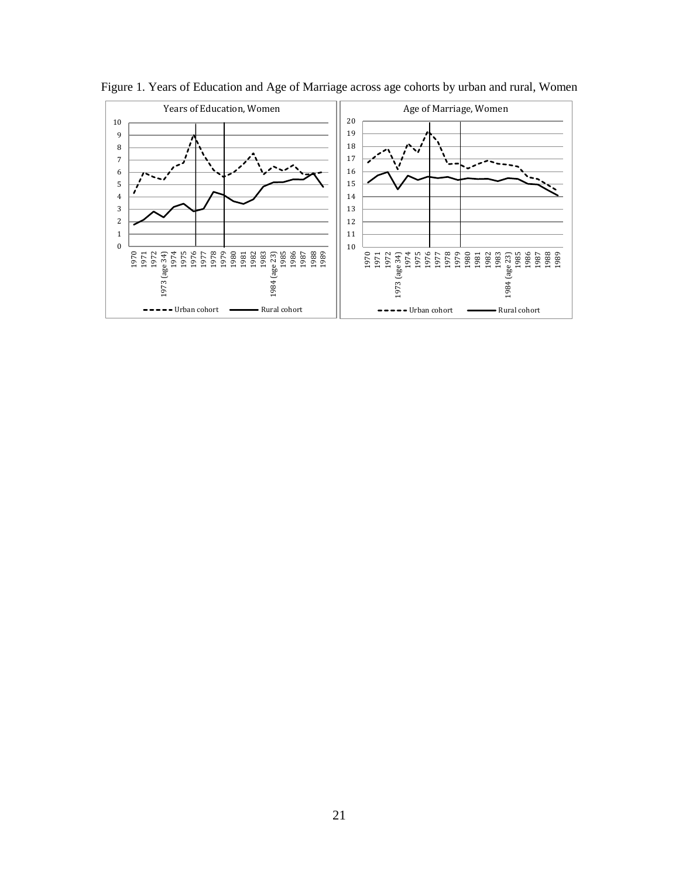Figure 1. Years of Education and Age of Marriage across age cohorts by urban and rural, Women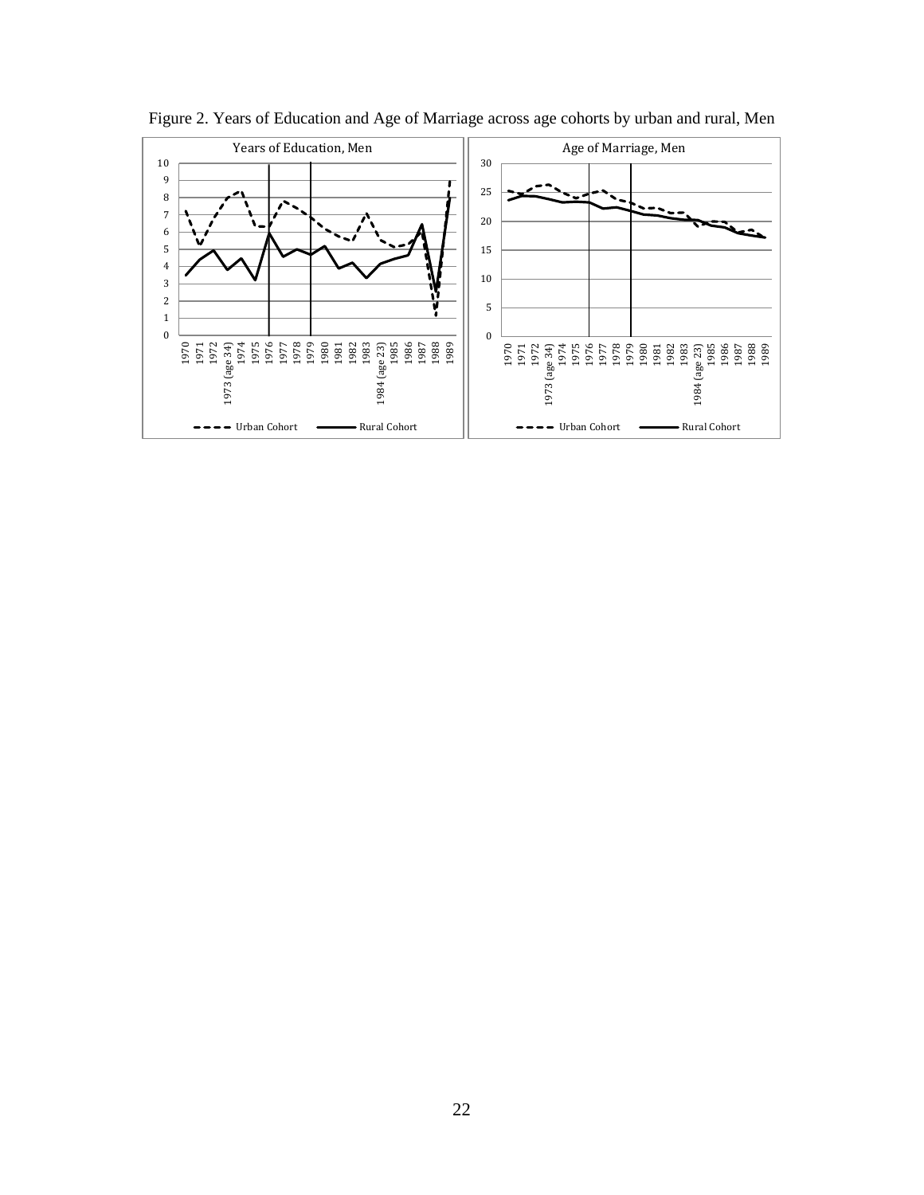Figure 2. Years of Education and Age of Marriage across age cohorts by urban and rural, Men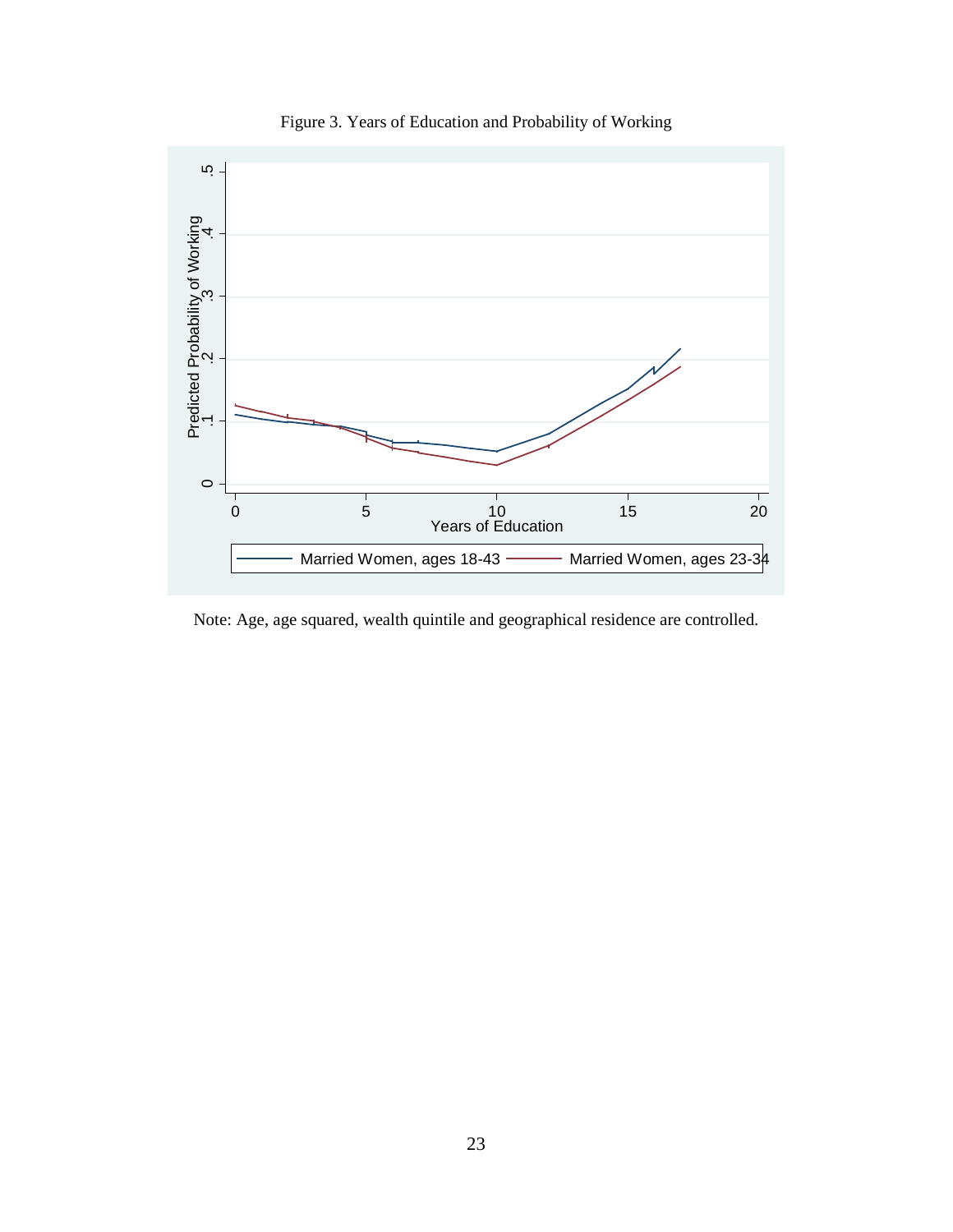Figure 3. Years of Education and Probability of Working

Note: Age, age squared, wealth quintile and geographical residence are controlled.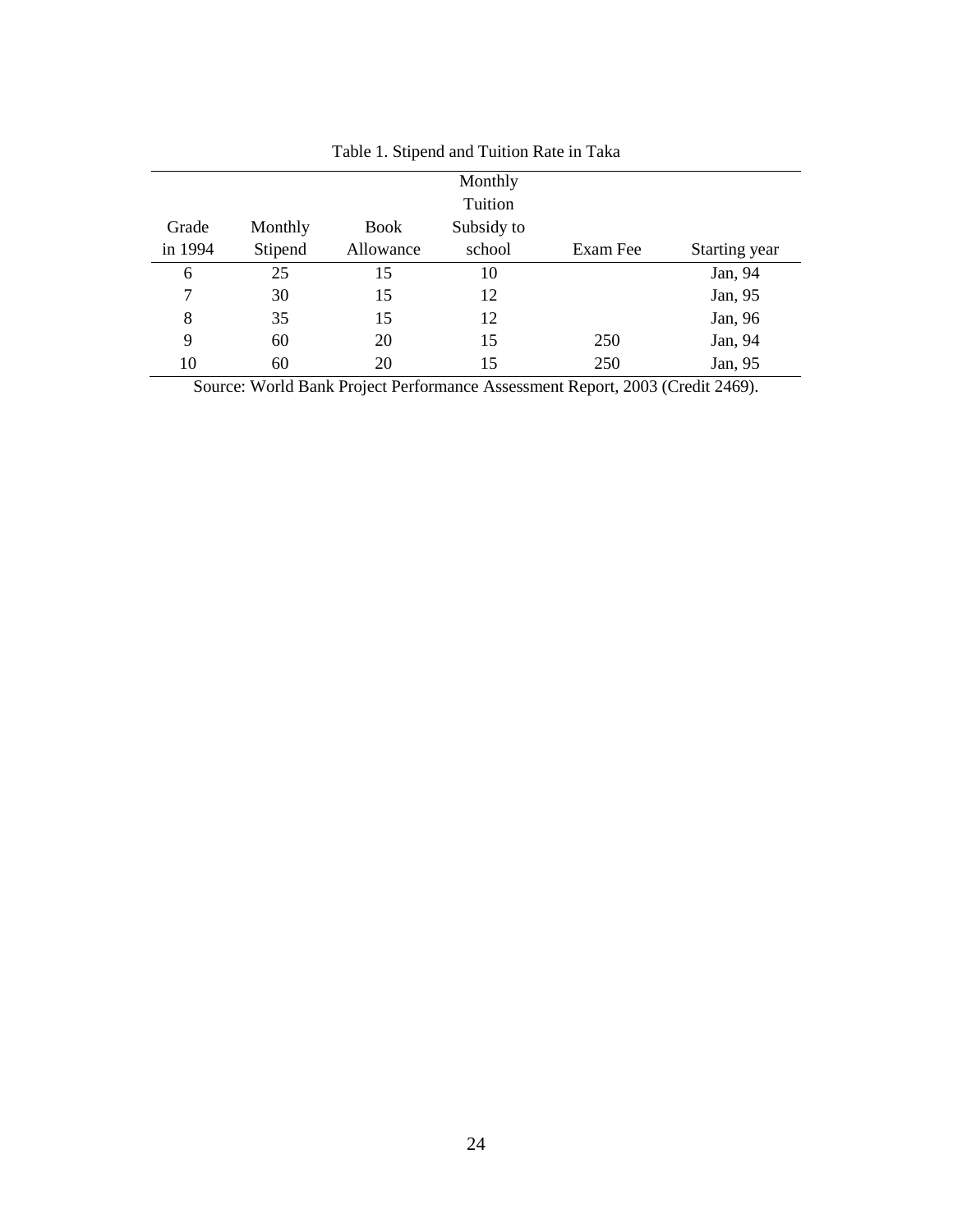Table 1. Stipend and Tuition Rate in Taka

| Grade in 1994 | Monthly Stipend | Book Allowance | Monthly Tuition Subsidy to school | Exam Fee | Starting year |
|---|---|---|---|---|---|
| 6 | 25 | 15 | 10 | | Jan, 94 |
| 7 | 30 | 15 | 12 | | Jan, 95 |
| 8 | 35 | 15 | 12 | | Jan, 96 |
| 9 | 60 | 20 | 15 | 250 | Jan, 94 |
| 10 | 60 | 20 | 15 | 250 | Jan, 95 |

Source: World Bank Project Performance Assessment Report, 2003 (Credit 2469).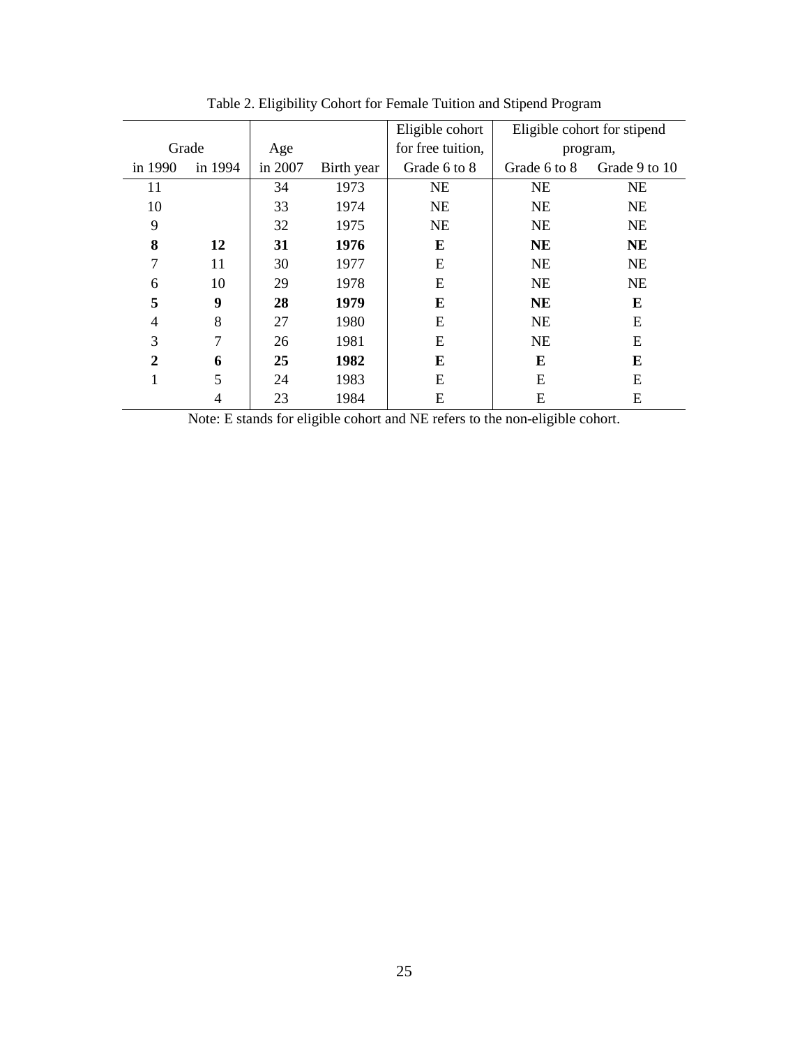Table 2. Eligibility Cohort for Female Tuition and Stipend Program

| Grade | | Age | | Eligible cohort for free tuition, | Eligible cohort for stipend program, | |
|---|---|---|---|---|---|---|
| in 1990 | in 1994 | in 2007 | Birth year | Grade 6 to 8 | Grade 6 to 8 | Grade 9 to 10 |
| 11 | | 34 | 1973 | NE | NE | NE |
| 10 | | 33 | 1974 | NE | NE | NE |
| 9 | | 32 | 1975 | NE | NE | NE |
| **8** | **12** | **31** | **1976** | **E** | **NE** | **NE** |
| 7 | 11 | 30 | 1977 | E | NE | NE |
| 6 | 10 | 29 | 1978 | E | NE | NE |
| **5** | **9** | **28** | **1979** | **E** | **NE** | **E** |
| 4 | 8 | 27 | 1980 | E | NE | E |
| 3 | 7 | 26 | 1981 | E | NE | E |
| **2** | **6** | **25** | **1982** | **E** | **E** | **E** |
| 1 | 5 | 24 | 1983 | E | E | E |
| | 4 | 23 | 1984 | E | E | E |

Note: E stands for eligible cohort and NE refers to the non-eligible cohort.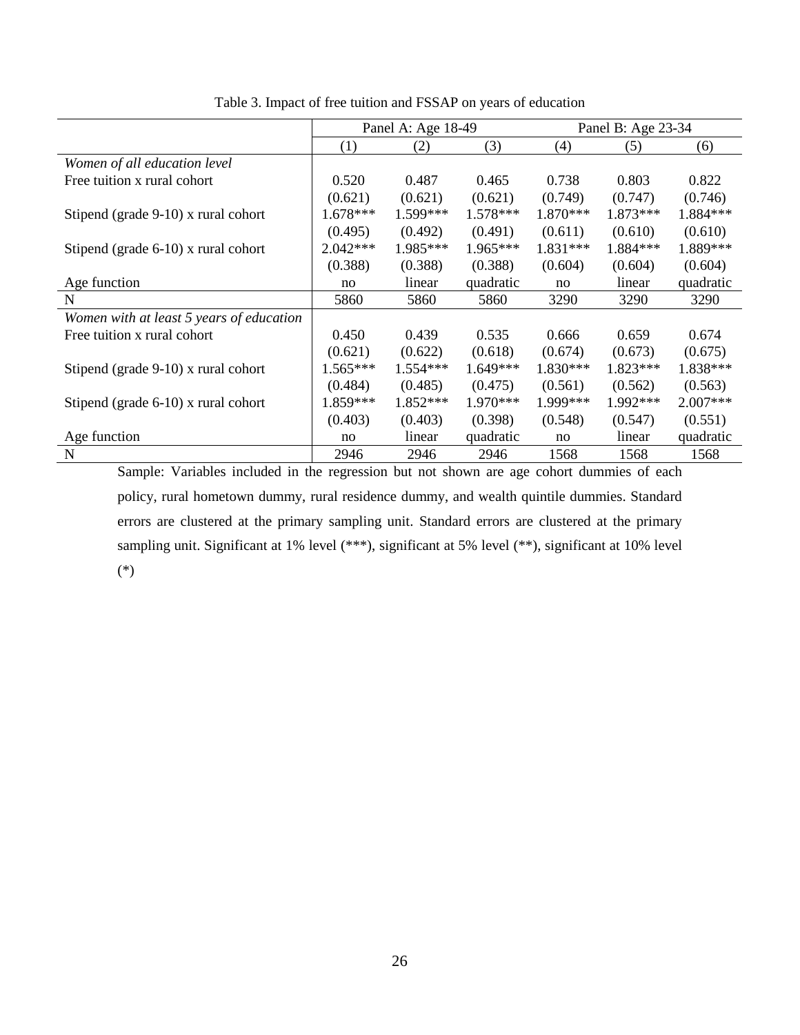Table 3. Impact of free tuition and FSSAP on years of education

| | Panel A: Age 18-49 | | | Panel B: Age 23-34 | | |
|---|---|---|---|---|---|---|
| | (1) | (2) | (3) | (4) | (5) | (6) |
| *Women of all education level* | | | | | | |
| Free tuition x rural cohort | 0.520 | 0.487 | 0.465 | 0.738 | 0.803 | 0.822 |
| | (0.621) | (0.621) | (0.621) | (0.749) | (0.747) | (0.746) |
| Stipend (grade 9-10) x rural cohort | 1.678*** | 1.599*** | 1.578*** | 1.870*** | 1.873*** | 1.884*** |
| | (0.495) | (0.492) | (0.491) | (0.611) | (0.610) | (0.610) |
| Stipend (grade 6-10) x rural cohort | 2.042*** | 1.985*** | 1.965*** | 1.831*** | 1.884*** | 1.889*** |
| | (0.388) | (0.388) | (0.388) | (0.604) | (0.604) | (0.604) |
| Age function | no | linear | quadratic | no | linear | quadratic |
| N | 5860 | 5860 | 5860 | 3290 | 3290 | 3290 |
| *Women with at least 5 years of education* | | | | | | |
| Free tuition x rural cohort | 0.450 | 0.439 | 0.535 | 0.666 | 0.659 | 0.674 |
| | (0.621) | (0.622) | (0.618) | (0.674) | (0.673) | (0.675) |
| Stipend (grade 9-10) x rural cohort | 1.565*** | 1.554*** | 1.649*** | 1.830*** | 1.823*** | 1.838*** |
| | (0.484) | (0.485) | (0.475) | (0.561) | (0.562) | (0.563) |
| Stipend (grade 6-10) x rural cohort | 1.859*** | 1.852*** | 1.970*** | 1.999*** | 1.992*** | 2.007*** |
| | (0.403) | (0.403) | (0.398) | (0.548) | (0.547) | (0.551) |
| Age function | no | linear | quadratic | no | linear | quadratic |
| N | 2946 | 2946 | 2946 | 1568 | 1568 | 1568 |

Sample: Variables included in the regression but not shown are age cohort dummies of each policy, rural hometown dummy, rural residence dummy, and wealth quintile dummies. Standard errors are clustered at the primary sampling unit. Standard errors are clustered at the primary sampling unit. Significant at 1% level (***), significant at 5% level (**), significant at 10% level (*)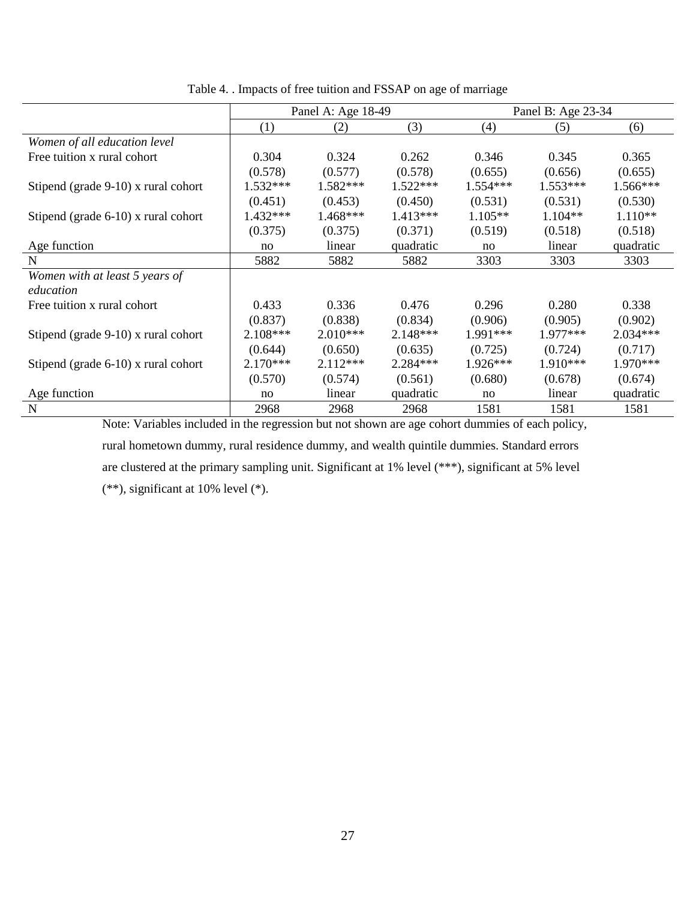Table 4. . Impacts of free tuition and FSSAP on age of marriage

| | Panel A: Age 18-49 | | | Panel B: Age 23-34 | | |
|---|---|---|---|---|---|---|
| | (1) | (2) | (3) | (4) | (5) | (6) |
| *Women of all education level* | | | | | | |
| Free tuition x rural cohort | 0.304 | 0.324 | 0.262 | 0.346 | 0.345 | 0.365 |
| | (0.578) | (0.577) | (0.578) | (0.655) | (0.656) | (0.655) |
| Stipend (grade 9-10) x rural cohort | 1.532*** | 1.582*** | 1.522*** | 1.554*** | 1.553*** | 1.566*** |
| | (0.451) | (0.453) | (0.450) | (0.531) | (0.531) | (0.530) |
| Stipend (grade 6-10) x rural cohort | 1.432*** | 1.468*** | 1.413*** | 1.105** | 1.104** | 1.110** |
| | (0.375) | (0.375) | (0.371) | (0.519) | (0.518) | (0.518) |
| Age function | no | linear | quadratic | no | linear | quadratic |
| N | 5882 | 5882 | 5882 | 3303 | 3303 | 3303 |
| *Women with at least 5 years of education* | | | | | | |
| Free tuition x rural cohort | 0.433 | 0.336 | 0.476 | 0.296 | 0.280 | 0.338 |
| | (0.837) | (0.838) | (0.834) | (0.906) | (0.905) | (0.902) |
| Stipend (grade 9-10) x rural cohort | 2.108*** | 2.010*** | 2.148*** | 1.991*** | 1.977*** | 2.034*** |
| | (0.644) | (0.650) | (0.635) | (0.725) | (0.724) | (0.717) |
| Stipend (grade 6-10) x rural cohort | 2.170*** | 2.112*** | 2.284*** | 1.926*** | 1.910*** | 1.970*** |
| | (0.570) | (0.574) | (0.561) | (0.680) | (0.678) | (0.674) |
| Age function | no | linear | quadratic | no | linear | quadratic |
| N | 2968 | 2968 | 2968 | 1581 | 1581 | 1581 |

Note: Variables included in the regression but not shown are age cohort dummies of each policy, rural hometown dummy, rural residence dummy, and wealth quintile dummies. Standard errors are clustered at the primary sampling unit. Significant at 1% level (***), significant at 5% level (**), significant at 10% level (*).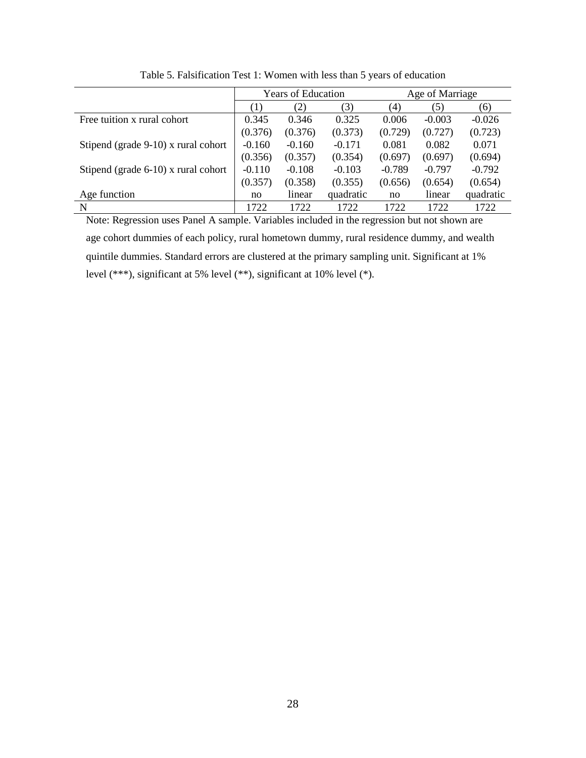Table 5. Falsification Test 1: Women with less than 5 years of education

| | Years of Education | | | Age of Marriage | | |
|---|---|---|---|---|---|---|
| | (1) | (2) | (3) | (4) | (5) | (6) |
| Free tuition x rural cohort | 0.345 | 0.346 | 0.325 | 0.006 | -0.003 | -0.026 |
| | (0.376) | (0.376) | (0.373) | (0.729) | (0.727) | (0.723) |
| Stipend (grade 9-10) x rural cohort | -0.160 | -0.160 | -0.171 | 0.081 | 0.082 | 0.071 |
| | (0.356) | (0.357) | (0.354) | (0.697) | (0.697) | (0.694) |
| Stipend (grade 6-10) x rural cohort | -0.110 | -0.108 | -0.103 | -0.789 | -0.797 | -0.792 |
| | (0.357) | (0.358) | (0.355) | (0.656) | (0.654) | (0.654) |
| Age function | no | linear | quadratic | no | linear | quadratic |
| N | 1722 | 1722 | 1722 | 1722 | 1722 | 1722 |

Note: Regression uses Panel A sample. Variables included in the regression but not shown are age cohort dummies of each policy, rural hometown dummy, rural residence dummy, and wealth quintile dummies. Standard errors are clustered at the primary sampling unit. Significant at 1% level (***), significant at 5% level (**), significant at 10% level (*).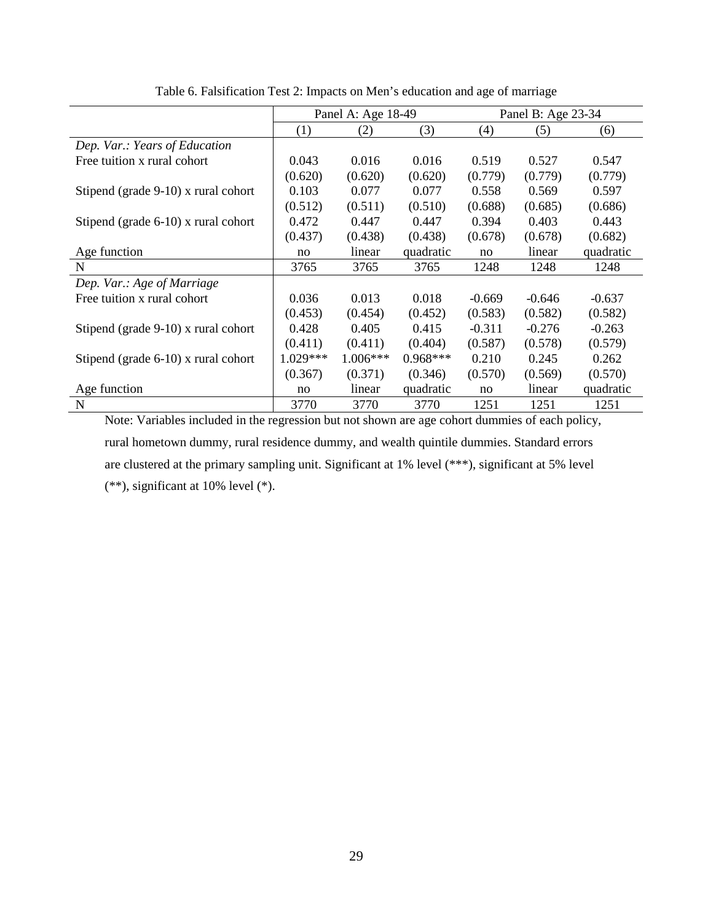Table 6. Falsification Test 2: Impacts on Men's education and age of marriage

| | Panel A: Age 18-49 | | | Panel B: Age 23-34 | | |
|---|---|---|---|---|---|---|
| | (1) | (2) | (3) | (4) | (5) | (6) |
| *Dep. Var.: Years of Education* | | | | | | |
| Free tuition x rural cohort | 0.043 | 0.016 | 0.016 | 0.519 | 0.527 | 0.547 |
| | (0.620) | (0.620) | (0.620) | (0.779) | (0.779) | (0.779) |
| Stipend (grade 9-10) x rural cohort | 0.103 | 0.077 | 0.077 | 0.558 | 0.569 | 0.597 |
| | (0.512) | (0.511) | (0.510) | (0.688) | (0.685) | (0.686) |
| Stipend (grade 6-10) x rural cohort | 0.472 | 0.447 | 0.447 | 0.394 | 0.403 | 0.443 |
| | (0.437) | (0.438) | (0.438) | (0.678) | (0.678) | (0.682) |
| Age function | no | linear | quadratic | no | linear | quadratic |
| N | 3765 | 3765 | 3765 | 1248 | 1248 | 1248 |
| *Dep. Var.: Age of Marriage* | | | | | | |
| Free tuition x rural cohort | 0.036 | 0.013 | 0.018 | -0.669 | -0.646 | -0.637 |
| | (0.453) | (0.454) | (0.452) | (0.583) | (0.582) | (0.582) |
| Stipend (grade 9-10) x rural cohort | 0.428 | 0.405 | 0.415 | -0.311 | -0.276 | -0.263 |
| | (0.411) | (0.411) | (0.404) | (0.587) | (0.578) | (0.579) |
| Stipend (grade 6-10) x rural cohort | 1.029*** | 1.006*** | 0.968*** | 0.210 | 0.245 | 0.262 |
| | (0.367) | (0.371) | (0.346) | (0.570) | (0.569) | (0.570) |
| Age function | no | linear | quadratic | no | linear | quadratic |
| N | 3770 | 3770 | 3770 | 1251 | 1251 | 1251 |

Note: Variables included in the regression but not shown are age cohort dummies of each policy, rural hometown dummy, rural residence dummy, and wealth quintile dummies. Standard errors are clustered at the primary sampling unit. Significant at 1% level (***), significant at 5% level (**), significant at 10% level (*).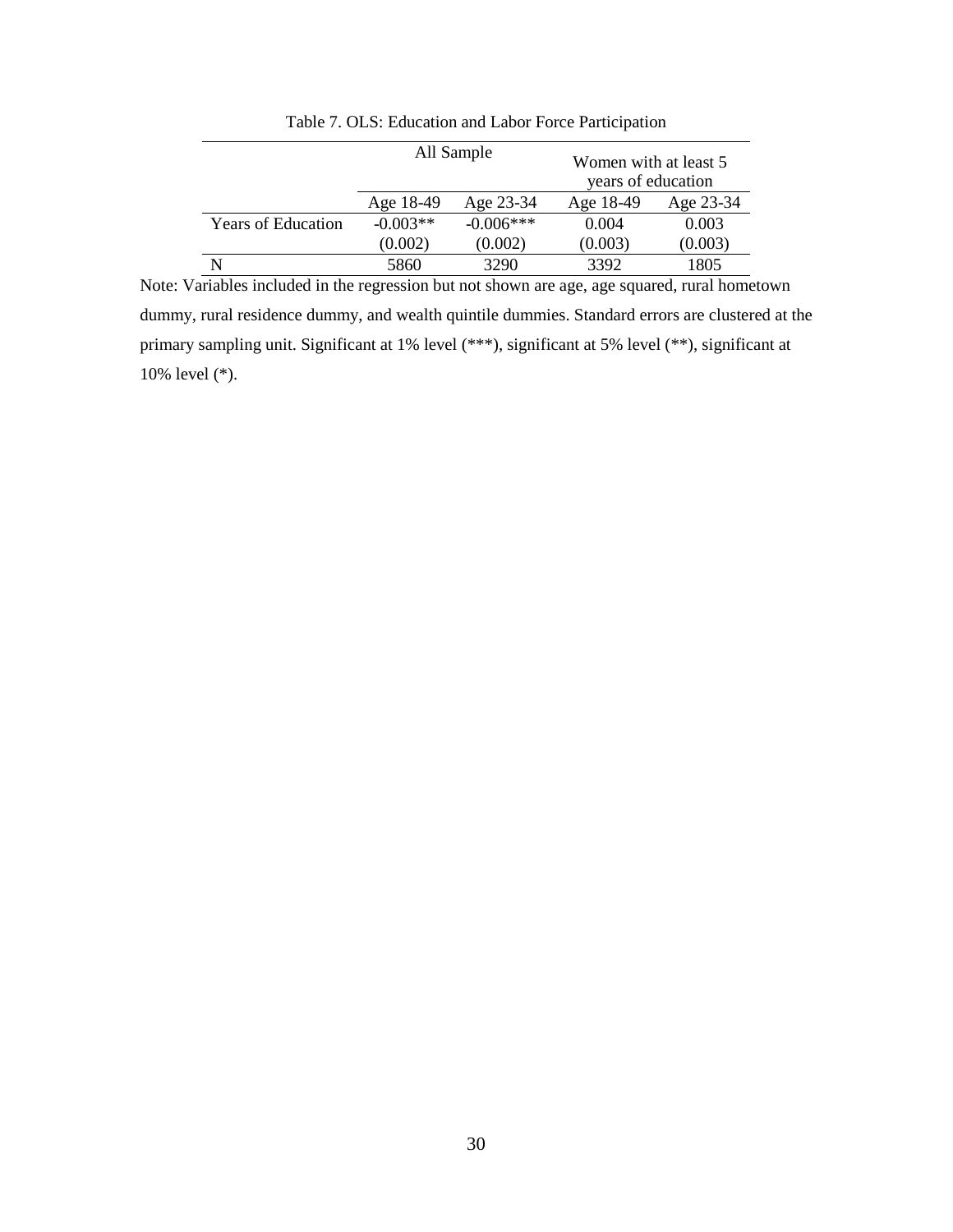Table 7. OLS: Education and Labor Force Participation

| | All Sample | | Women with at least 5 years of education | |
|---|---|---|---|---|
| | Age 18-49 | Age 23-34 | Age 18-49 | Age 23-34 |
| Years of Education | -0.003** | -0.006*** | 0.004 | 0.003 |
| | (0.002) | (0.002) | (0.003) | (0.003) |
| N | 5860 | 3290 | 3392 | 1805 |

Note: Variables included in the regression but not shown are age, age squared, rural hometown dummy, rural residence dummy, and wealth quintile dummies. Standard errors are clustered at the primary sampling unit. Significant at 1% level (***), significant at 5% level (**), significant at 10% level (*).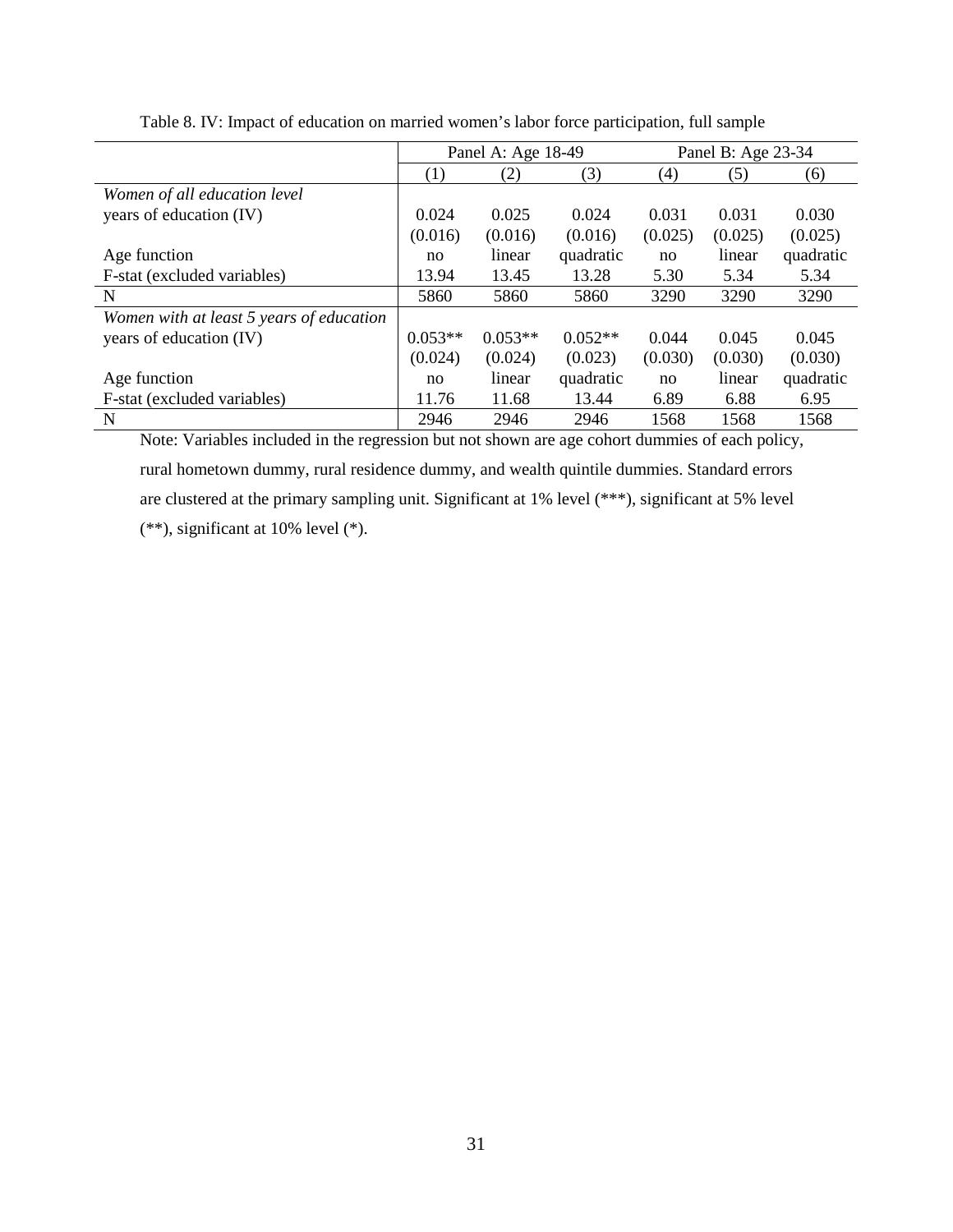Table 8. IV: Impact of education on married women's labor force participation, full sample

| | Panel A: Age 18-49 | | | Panel B: Age 23-34 | | |
|---|---|---|---|---|---|---|
| | (1) | (2) | (3) | (4) | (5) | (6) |
| *Women of all education level* | | | | | | |
| years of education (IV) | 0.024 | 0.025 | 0.024 | 0.031 | 0.031 | 0.030 |
| | (0.016) | (0.016) | (0.016) | (0.025) | (0.025) | (0.025) |
| Age function | no | linear | quadratic | no | linear | quadratic |
| F-stat (excluded variables) | 13.94 | 13.45 | 13.28 | 5.30 | 5.34 | 5.34 |
| N | 5860 | 5860 | 5860 | 3290 | 3290 | 3290 |
| *Women with at least 5 years of education* | | | | | | |
| years of education (IV) | 0.053** | 0.053** | 0.052** | 0.044 | 0.045 | 0.045 |
| | (0.024) | (0.024) | (0.023) | (0.030) | (0.030) | (0.030) |
| Age function | no | linear | quadratic | no | linear | quadratic |
| F-stat (excluded variables) | 11.76 | 11.68 | 13.44 | 6.89 | 6.88 | 6.95 |
| N | 2946 | 2946 | 2946 | 1568 | 1568 | 1568 |

Note: Variables included in the regression but not shown are age cohort dummies of each policy, rural hometown dummy, rural residence dummy, and wealth quintile dummies. Standard errors are clustered at the primary sampling unit. Significant at 1% level (***), significant at 5% level (**), significant at 10% level (*).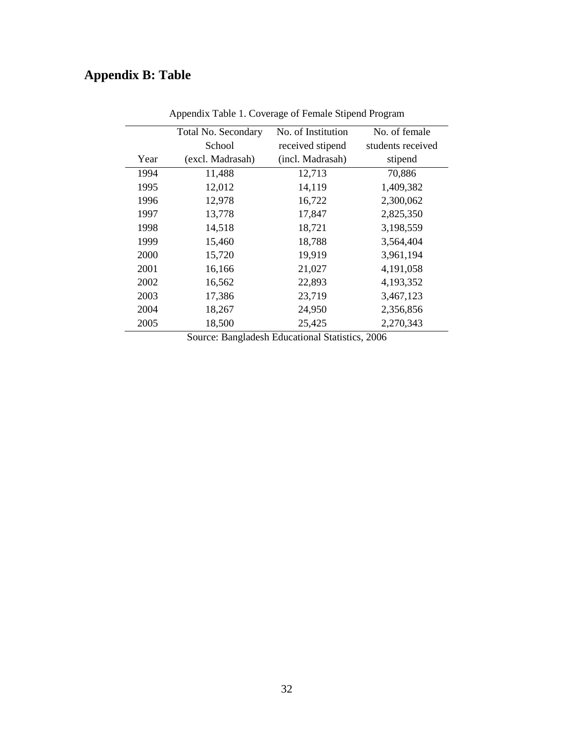# Appendix B: Table

Appendix Table 1. Coverage of Female Stipend Program

| Year | Total No. Secondary School (excl. Madrasah) | No. of Institution received stipend (incl. Madrasah) | No. of female students received stipend |
|---|---|---|---|
| 1994 | 11,488 | 12,713 | 70,886 |
| 1995 | 12,012 | 14,119 | 1,409,382 |
| 1996 | 12,978 | 16,722 | 2,300,062 |
| 1997 | 13,778 | 17,847 | 2,825,350 |
| 1998 | 14,518 | 18,721 | 3,198,559 |
| 1999 | 15,460 | 18,788 | 3,564,404 |
| 2000 | 15,720 | 19,919 | 3,961,194 |
| 2001 | 16,166 | 21,027 | 4,191,058 |
| 2002 | 16,562 | 22,893 | 4,193,352 |
| 2003 | 17,386 | 23,719 | 3,467,123 |
| 2004 | 18,267 | 24,950 | 2,356,856 |
| 2005 | 18,500 | 25,425 | 2,270,343 |

Source: Bangladesh Educational Statistics, 2006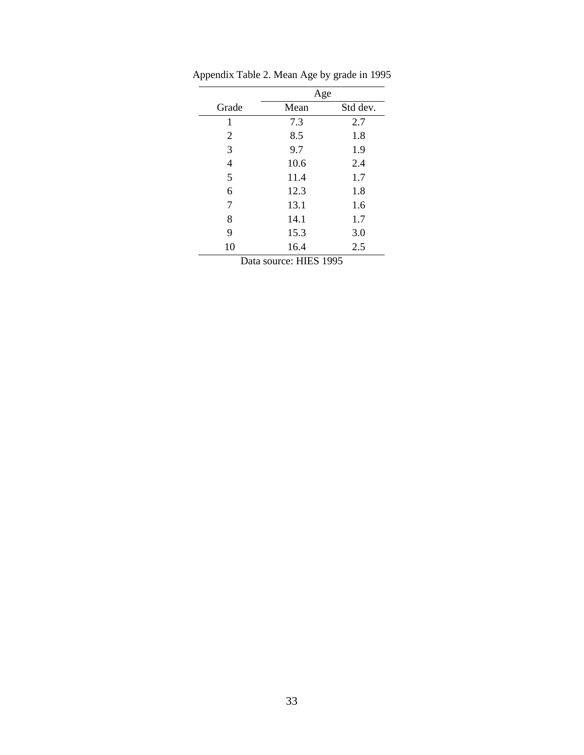Appendix Table 2. Mean Age by grade in 1995

| | Age | |
|---|---|---|
| Grade | Mean | Std dev. |
| 1 | 7.3 | 2.7 |
| 2 | 8.5 | 1.8 |
| 3 | 9.7 | 1.9 |
| 4 | 10.6 | 2.4 |
| 5 | 11.4 | 1.7 |
| 6 | 12.3 | 1.8 |
| 7 | 13.1 | 1.6 |
| 8 | 14.1 | 1.7 |
| 9 | 15.3 | 3.0 |
| 10 | 16.4 | 2.5 |

Data source: HIES 1995